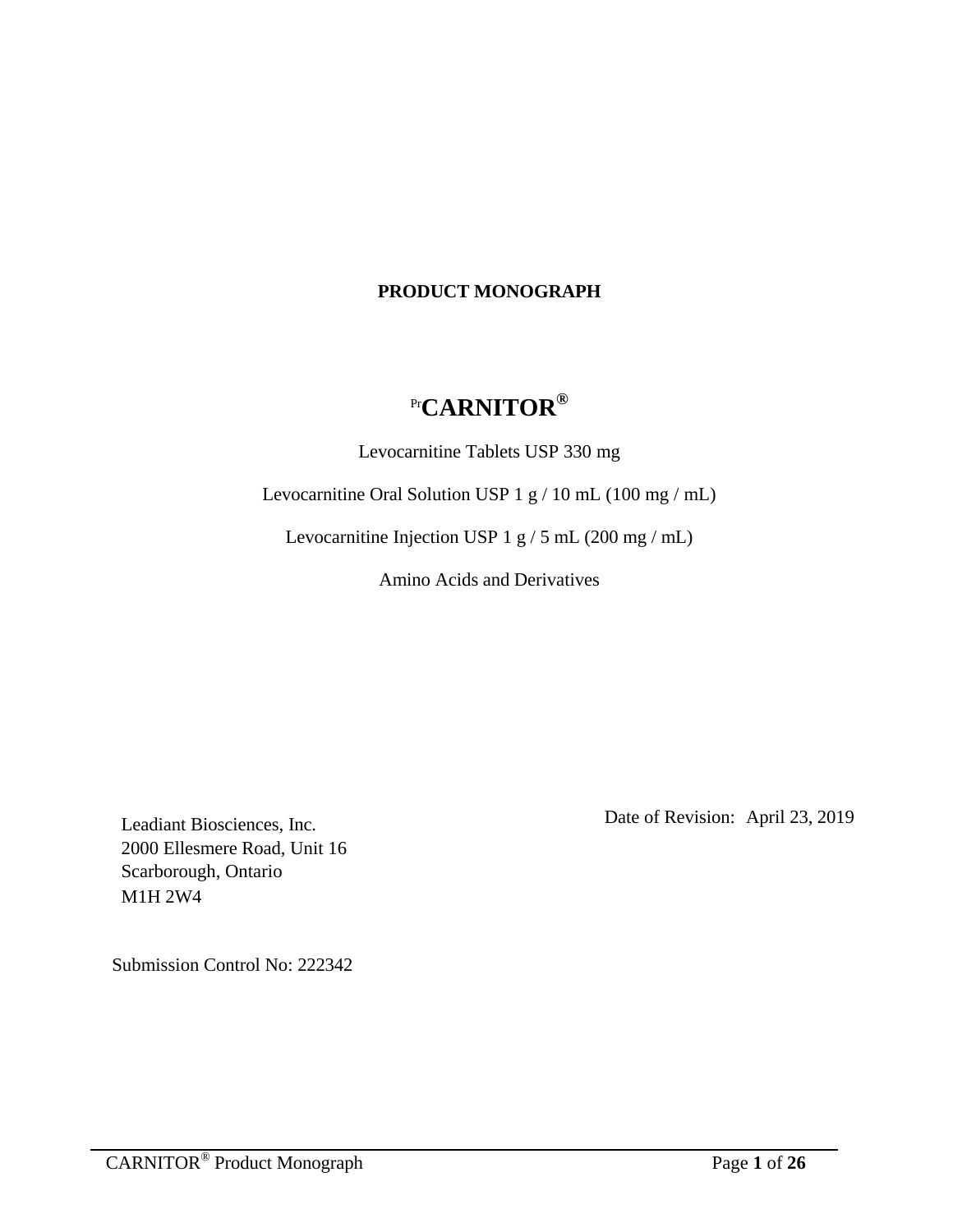# PRODUCT MONOGRAPH

## PrCARNITOR®

Levocarnitine Tablets USP 330 mg

Levocarnitine Oral Solution USP 1 g / 10 mL (100 mg / mL)

Levocarnitine Injection USP 1 g / 5 mL (200 mg / mL)

Amino Acids and Derivatives

Leadiant Biosciences, Inc.
2000 Ellesmere Road, Unit 16
Scarborough, Ontario
M1H 2W4

Date of Revision: April 23, 2019

Submission Control No: 222342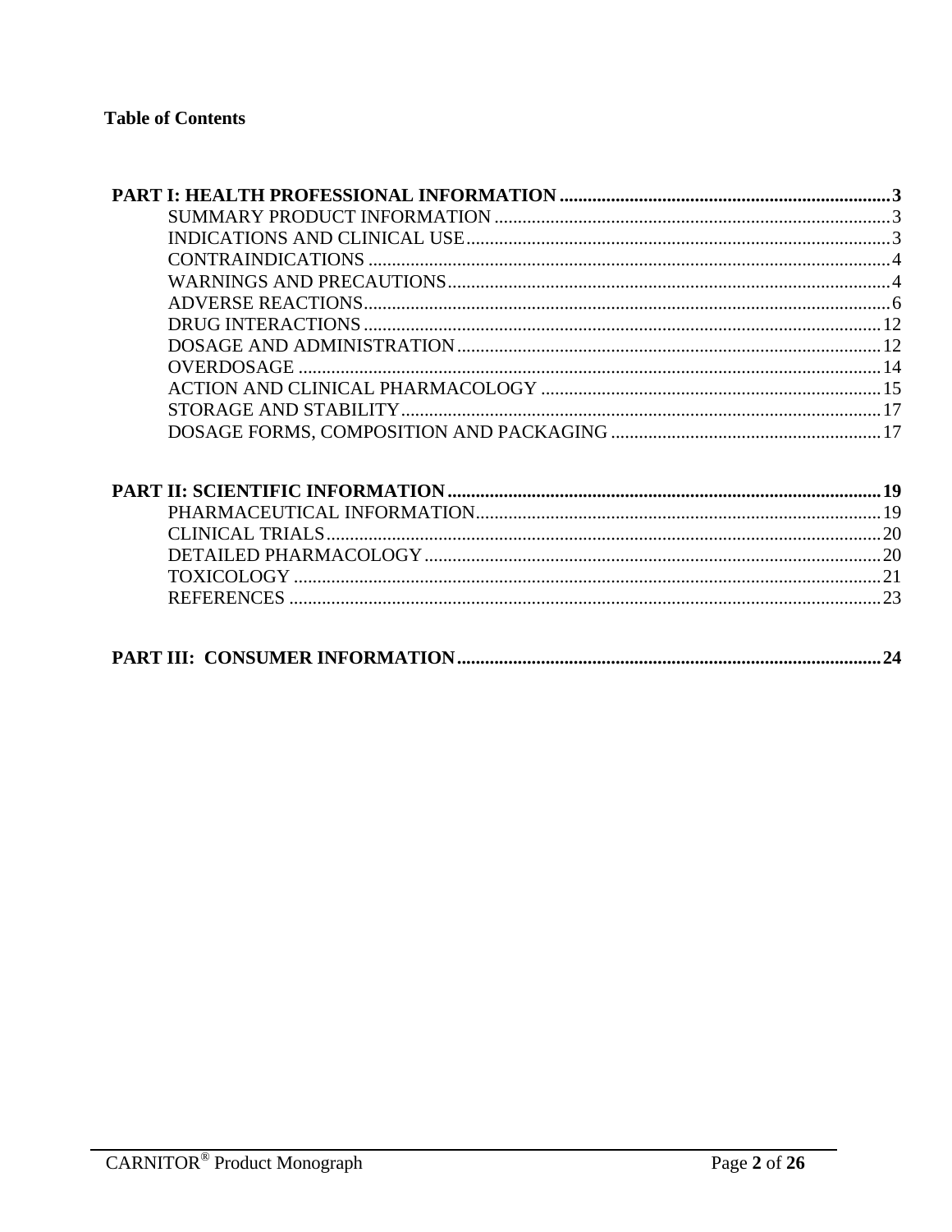**Table of Contents**

**PART I: HEALTH PROFESSIONAL INFORMATION .......................................................................3**

- SUMMARY PRODUCT INFORMATION ....................................................................................3
- INDICATIONS AND CLINICAL USE..........................................................................................3
- CONTRAINDICATIONS ...............................................................................................................4
- WARNINGS AND PRECAUTIONS..............................................................................................4
- ADVERSE REACTIONS................................................................................................................6
- DRUG INTERACTIONS ..............................................................................................................12
- DOSAGE AND ADMINISTRATION..........................................................................................12
- OVERDOSAGE ............................................................................................................................14
- ACTION AND CLINICAL PHARMACOLOGY .........................................................................15
- STORAGE AND STABILITY......................................................................................................17
- DOSAGE FORMS, COMPOSITION AND PACKAGING ..........................................................17

**PART II: SCIENTIFIC INFORMATION.............................................................................................19**

- PHARMACEUTICAL INFORMATION.......................................................................................19
- CLINICAL TRIALS......................................................................................................................20
- DETAILED PHARMACOLOGY.................................................................................................20
- TOXICOLOGY .............................................................................................................................21
- REFERENCES ..............................................................................................................................23

**PART III: CONSUMER INFORMATION...........................................................................................24**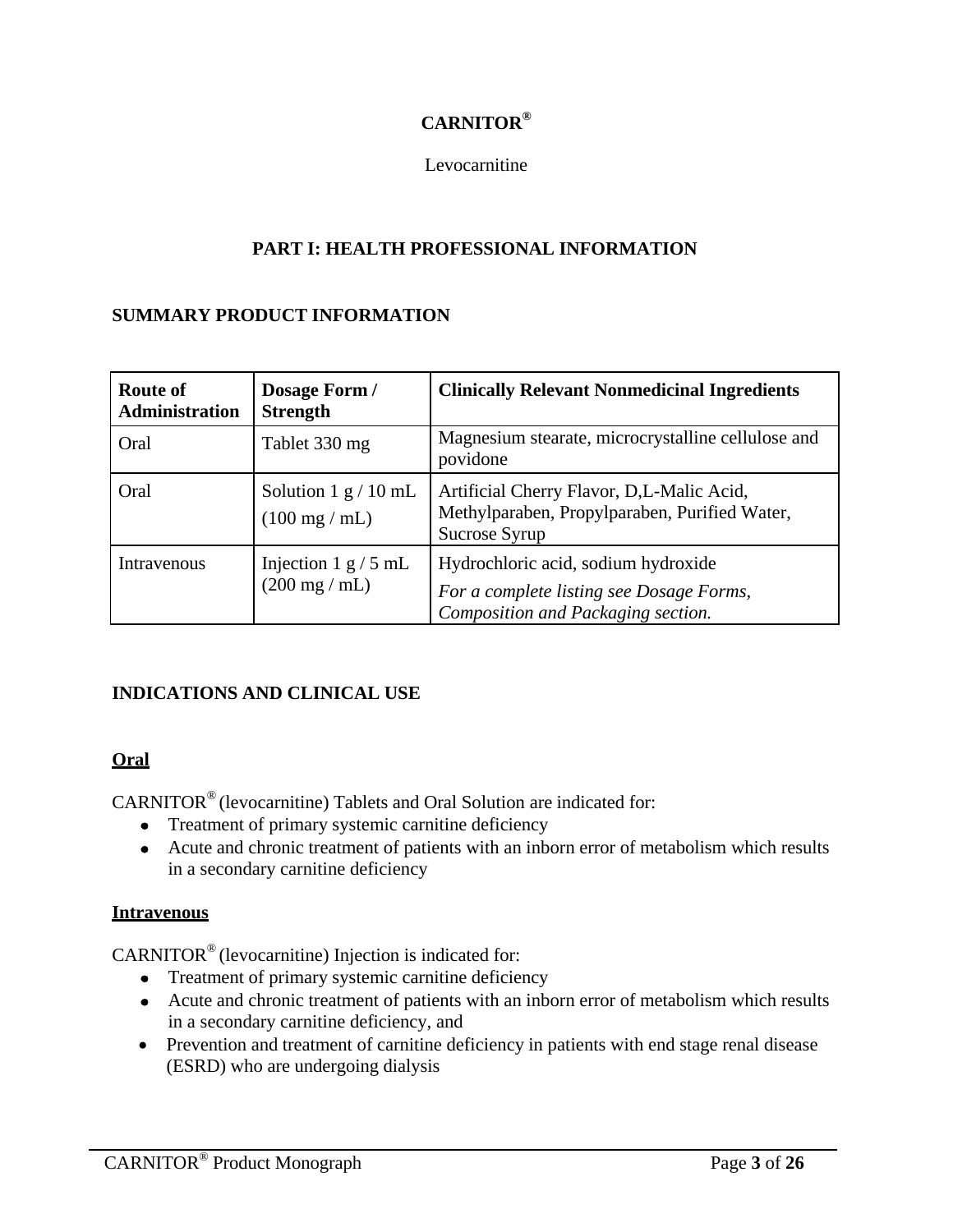# CARNITOR®

Levocarnitine

## PART I: HEALTH PROFESSIONAL INFORMATION

### SUMMARY PRODUCT INFORMATION

| Route of Administration | Dosage Form / Strength | Clinically Relevant Nonmedicinal Ingredients |
|---|---|---|
| Oral | Tablet 330 mg | Magnesium stearate, microcrystalline cellulose and povidone |
| Oral | Solution 1 g / 10 mL (100 mg / mL) | Artificial Cherry Flavor, D,L-Malic Acid, Methylparaben, Propylparaben, Purified Water, Sucrose Syrup |
| Intravenous | Injection 1 g / 5 mL (200 mg / mL) | Hydrochloric acid, sodium hydroxide<br>*For a complete listing see Dosage Forms, Composition and Packaging section.* |

### INDICATIONS AND CLINICAL USE

**<u>Oral</u>**

CARNITOR® (levocarnitine) Tablets and Oral Solution are indicated for:

- Treatment of primary systemic carnitine deficiency
- Acute and chronic treatment of patients with an inborn error of metabolism which results in a secondary carnitine deficiency

**<u>Intravenous</u>**

CARNITOR® (levocarnitine) Injection is indicated for:

- Treatment of primary systemic carnitine deficiency
- Acute and chronic treatment of patients with an inborn error of metabolism which results in a secondary carnitine deficiency, and
- Prevention and treatment of carnitine deficiency in patients with end stage renal disease (ESRD) who are undergoing dialysis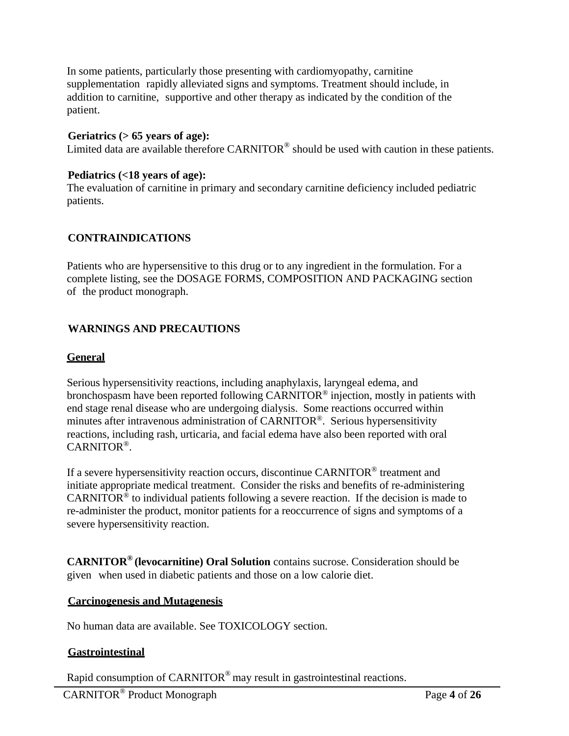In some patients, particularly those presenting with cardiomyopathy, carnitine supplementation rapidly alleviated signs and symptoms. Treatment should include, in addition to carnitine, supportive and other therapy as indicated by the condition of the patient.

**Geriatrics (> 65 years of age):**
Limited data are available therefore CARNITOR® should be used with caution in these patients.

**Pediatrics (<18 years of age):**
The evaluation of carnitine in primary and secondary carnitine deficiency included pediatric patients.

## CONTRAINDICATIONS

Patients who are hypersensitive to this drug or to any ingredient in the formulation. For a complete listing, see the DOSAGE FORMS, COMPOSITION AND PACKAGING section of the product monograph.

## WARNINGS AND PRECAUTIONS

### General

Serious hypersensitivity reactions, including anaphylaxis, laryngeal edema, and bronchospasm have been reported following CARNITOR® injection, mostly in patients with end stage renal disease who are undergoing dialysis. Some reactions occurred within minutes after intravenous administration of CARNITOR®. Serious hypersensitivity reactions, including rash, urticaria, and facial edema have also been reported with oral CARNITOR®.

If a severe hypersensitivity reaction occurs, discontinue CARNITOR® treatment and initiate appropriate medical treatment. Consider the risks and benefits of re-administering CARNITOR® to individual patients following a severe reaction. If the decision is made to re-administer the product, monitor patients for a reoccurrence of signs and symptoms of a severe hypersensitivity reaction.

**CARNITOR® (levocarnitine) Oral Solution** contains sucrose. Consideration should be given when used in diabetic patients and those on a low calorie diet.

### Carcinogenesis and Mutagenesis

No human data are available. See TOXICOLOGY section.

### Gastrointestinal

Rapid consumption of CARNITOR® may result in gastrointestinal reactions.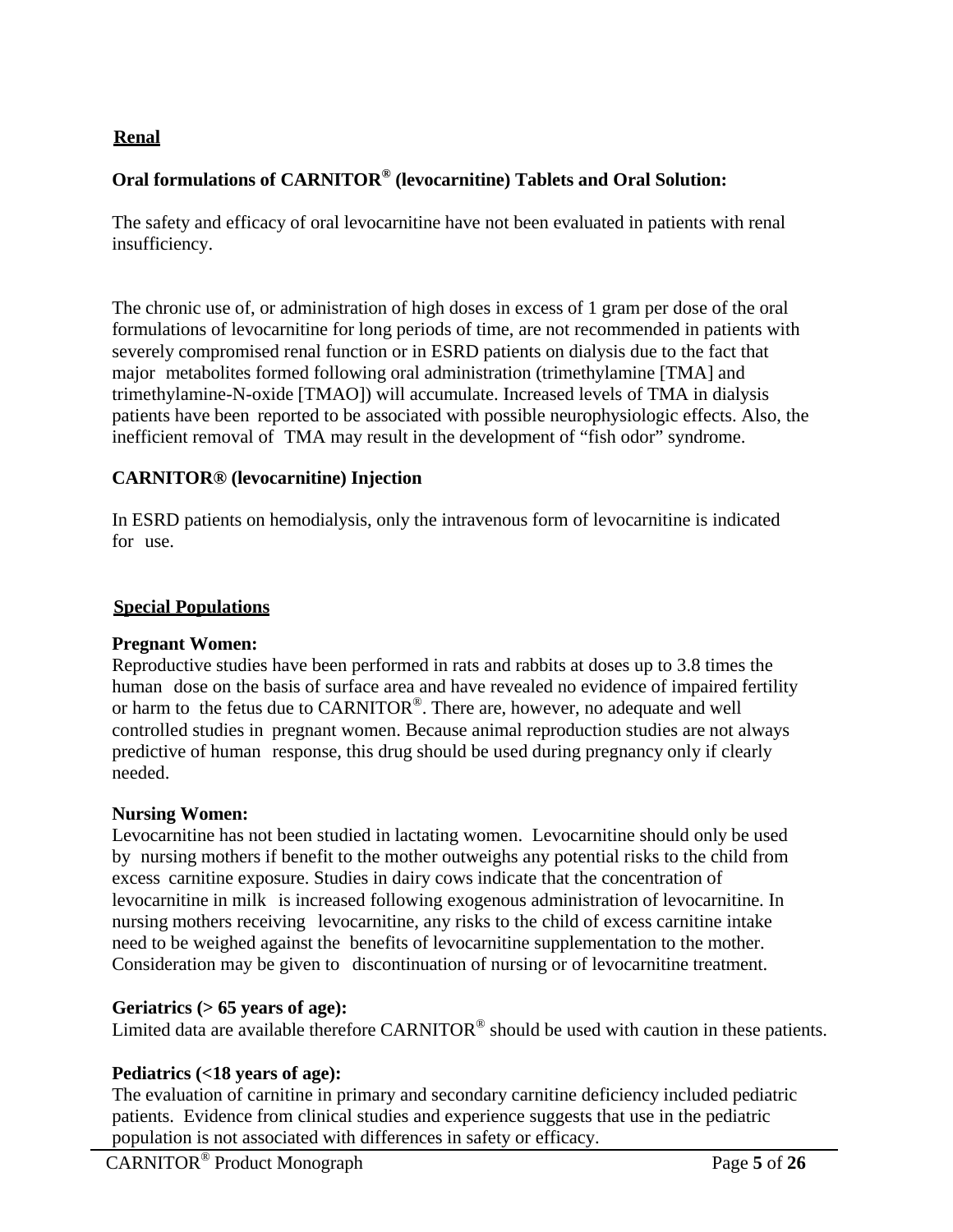**Renal**

**Oral formulations of CARNITOR® (levocarnitine) Tablets and Oral Solution:**

The safety and efficacy of oral levocarnitine have not been evaluated in patients with renal insufficiency.

The chronic use of, or administration of high doses in excess of 1 gram per dose of the oral formulations of levocarnitine for long periods of time, are not recommended in patients with severely compromised renal function or in ESRD patients on dialysis due to the fact that major metabolites formed following oral administration (trimethylamine [TMA] and trimethylamine-N-oxide [TMAO]) will accumulate. Increased levels of TMA in dialysis patients have been reported to be associated with possible neurophysiologic effects. Also, the inefficient removal of TMA may result in the development of "fish odor" syndrome.

**CARNITOR® (levocarnitine) Injection**

In ESRD patients on hemodialysis, only the intravenous form of levocarnitine is indicated for use.

**Special Populations**

**Pregnant Women:**
Reproductive studies have been performed in rats and rabbits at doses up to 3.8 times the human dose on the basis of surface area and have revealed no evidence of impaired fertility or harm to the fetus due to CARNITOR®. There are, however, no adequate and well controlled studies in pregnant women. Because animal reproduction studies are not always predictive of human response, this drug should be used during pregnancy only if clearly needed.

**Nursing Women:**
Levocarnitine has not been studied in lactating women. Levocarnitine should only be used by nursing mothers if benefit to the mother outweighs any potential risks to the child from excess carnitine exposure. Studies in dairy cows indicate that the concentration of levocarnitine in milk is increased following exogenous administration of levocarnitine. In nursing mothers receiving levocarnitine, any risks to the child of excess carnitine intake need to be weighed against the benefits of levocarnitine supplementation to the mother. Consideration may be given to discontinuation of nursing or of levocarnitine treatment.

**Geriatrics (> 65 years of age):**
Limited data are available therefore CARNITOR® should be used with caution in these patients.

**Pediatrics (<18 years of age):**
The evaluation of carnitine in primary and secondary carnitine deficiency included pediatric patients. Evidence from clinical studies and experience suggests that use in the pediatric population is not associated with differences in safety or efficacy.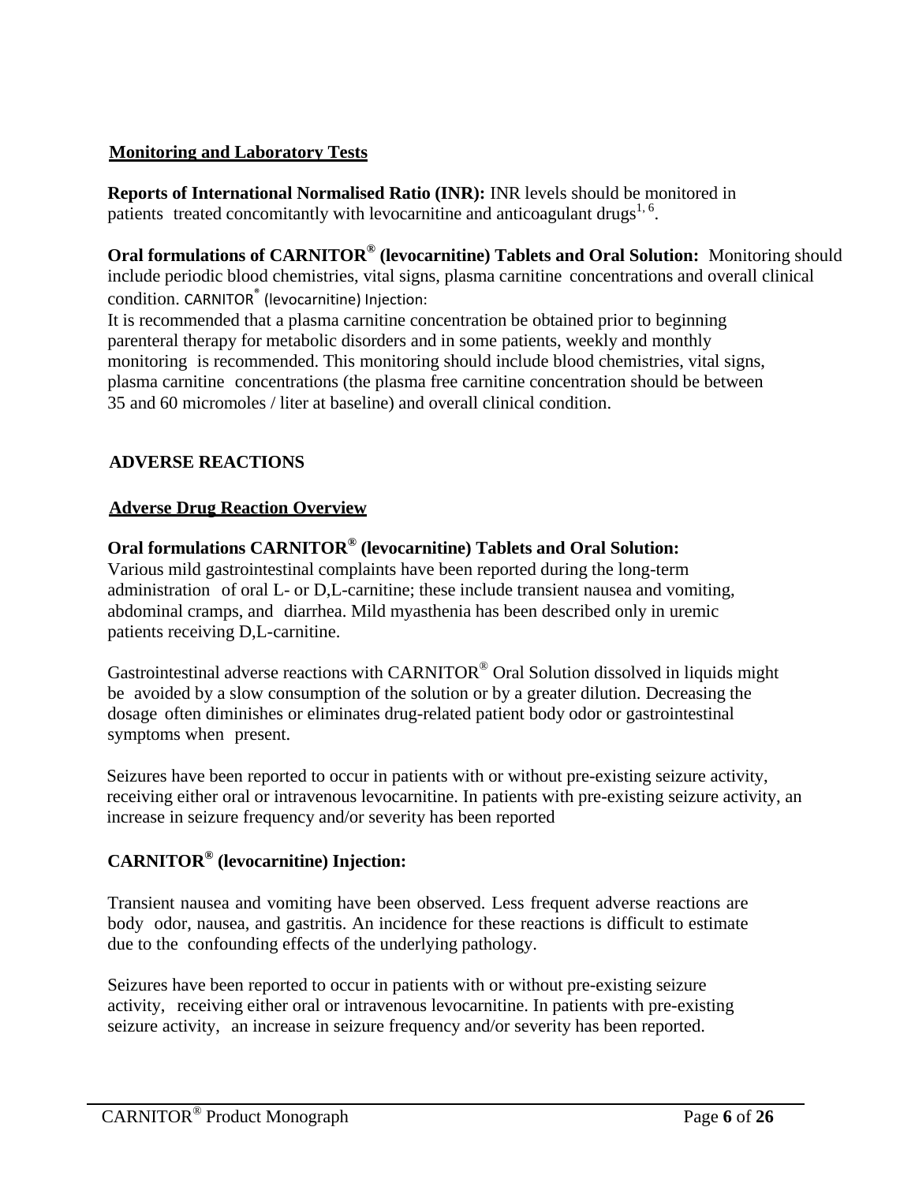**Monitoring and Laboratory Tests**

**Reports of International Normalised Ratio (INR):** INR levels should be monitored in patients treated concomitantly with levocarnitine and anticoagulant drugs[1, 6].

**Oral formulations of CARNITOR® (levocarnitine) Tablets and Oral Solution:** Monitoring should include periodic blood chemistries, vital signs, plasma carnitine concentrations and overall clinical condition. CARNITOR® (levocarnitine) Injection:
It is recommended that a plasma carnitine concentration be obtained prior to beginning parenteral therapy for metabolic disorders and in some patients, weekly and monthly monitoring is recommended. This monitoring should include blood chemistries, vital signs, plasma carnitine concentrations (the plasma free carnitine concentration should be between 35 and 60 micromoles / liter at baseline) and overall clinical condition.

## ADVERSE REACTIONS

**Adverse Drug Reaction Overview**

**Oral formulations CARNITOR® (levocarnitine) Tablets and Oral Solution:**
Various mild gastrointestinal complaints have been reported during the long-term administration of oral L- or D,L-carnitine; these include transient nausea and vomiting, abdominal cramps, and diarrhea. Mild myasthenia has been described only in uremic patients receiving D,L-carnitine.

Gastrointestinal adverse reactions with CARNITOR® Oral Solution dissolved in liquids might be avoided by a slow consumption of the solution or by a greater dilution. Decreasing the dosage often diminishes or eliminates drug-related patient body odor or gastrointestinal symptoms when present.

Seizures have been reported to occur in patients with or without pre-existing seizure activity, receiving either oral or intravenous levocarnitine. In patients with pre-existing seizure activity, an increase in seizure frequency and/or severity has been reported

**CARNITOR® (levocarnitine) Injection:**

Transient nausea and vomiting have been observed. Less frequent adverse reactions are body odor, nausea, and gastritis. An incidence for these reactions is difficult to estimate due to the confounding effects of the underlying pathology.

Seizures have been reported to occur in patients with or without pre-existing seizure activity, receiving either oral or intravenous levocarnitine. In patients with pre-existing seizure activity, an increase in seizure frequency and/or severity has been reported.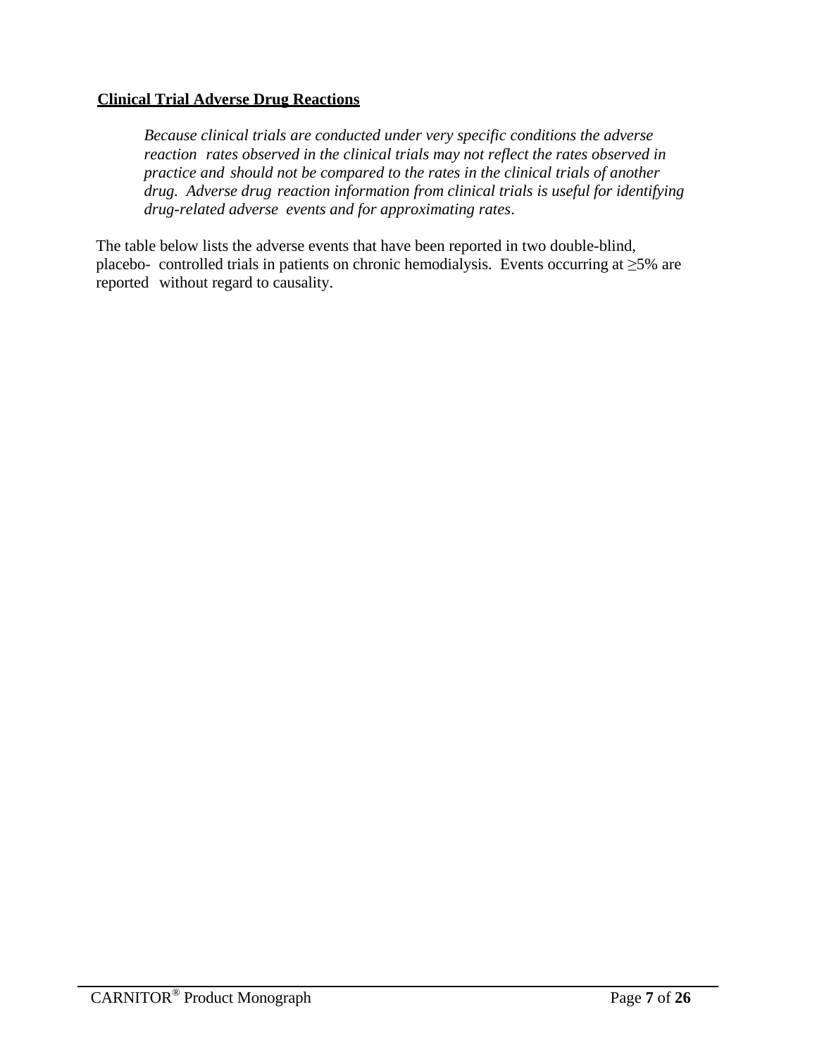## Clinical Trial Adverse Drug Reactions

*Because clinical trials are conducted under very specific conditions the adverse reaction rates observed in the clinical trials may not reflect the rates observed in practice and should not be compared to the rates in the clinical trials of another drug. Adverse drug reaction information from clinical trials is useful for identifying drug-related adverse events and for approximating rates*.

The table below lists the adverse events that have been reported in two double-blind, placebo- controlled trials in patients on chronic hemodialysis. Events occurring at ≥5% are reported without regard to causality.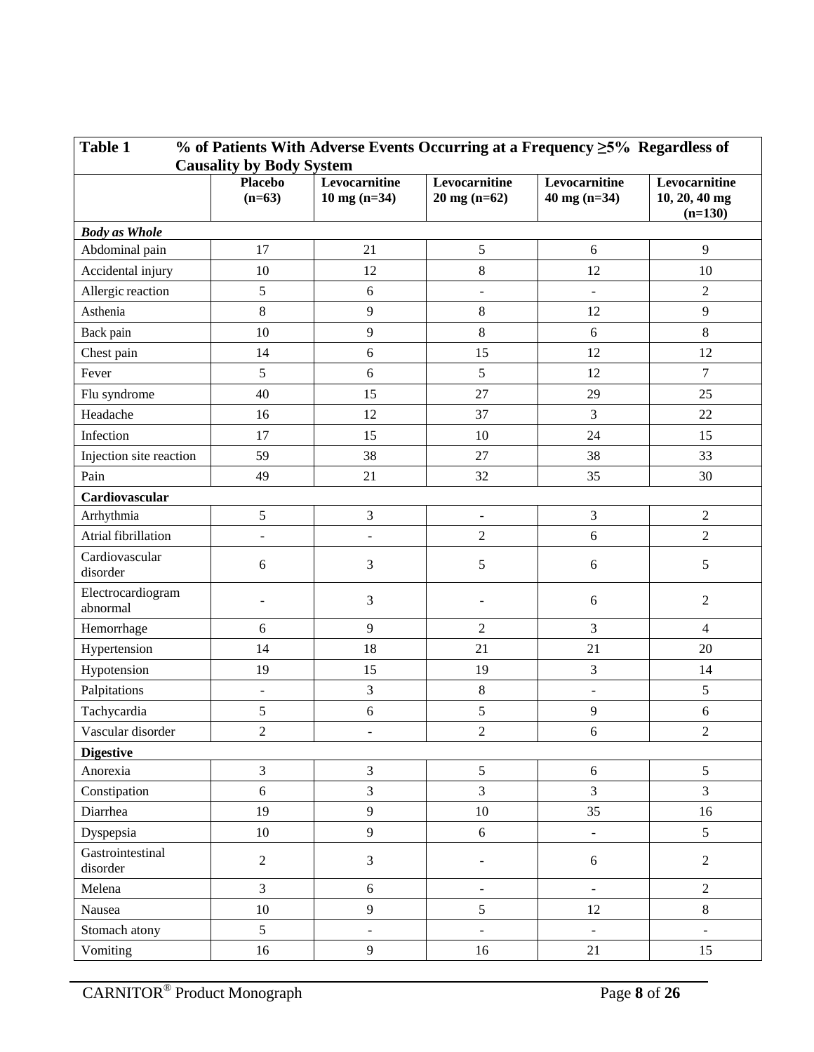**Table 1 % of Patients With Adverse Events Occurring at a Frequency ≥5% Regardless of Causality by Body System**

| | Placebo (n=63) | Levocarnitine 10 mg (n=34) | Levocarnitine 20 mg (n=62) | Levocarnitine 40 mg (n=34) | Levocarnitine 10, 20, 40 mg (n=130) |
|---|---|---|---|---|---|
| ***Body as Whole*** | | | | | |
| Abdominal pain | 17 | 21 | 5 | 6 | 9 |
| Accidental injury | 10 | 12 | 8 | 12 | 10 |
| Allergic reaction | 5 | 6 | - | - | 2 |
| Asthenia | 8 | 9 | 8 | 12 | 9 |
| Back pain | 10 | 9 | 8 | 6 | 8 |
| Chest pain | 14 | 6 | 15 | 12 | 12 |
| Fever | 5 | 6 | 5 | 12 | 7 |
| Flu syndrome | 40 | 15 | 27 | 29 | 25 |
| Headache | 16 | 12 | 37 | 3 | 22 |
| Infection | 17 | 15 | 10 | 24 | 15 |
| Injection site reaction | 59 | 38 | 27 | 38 | 33 |
| Pain | 49 | 21 | 32 | 35 | 30 |
| **Cardiovascular** | | | | | |
| Arrhythmia | 5 | 3 | - | 3 | 2 |
| Atrial fibrillation | - | - | 2 | 6 | 2 |
| Cardiovascular disorder | 6 | 3 | 5 | 6 | 5 |
| Electrocardiogram abnormal | - | 3 | - | 6 | 2 |
| Hemorrhage | 6 | 9 | 2 | 3 | 4 |
| Hypertension | 14 | 18 | 21 | 21 | 20 |
| Hypotension | 19 | 15 | 19 | 3 | 14 |
| Palpitations | - | 3 | 8 | - | 5 |
| Tachycardia | 5 | 6 | 5 | 9 | 6 |
| Vascular disorder | 2 | - | 2 | 6 | 2 |
| **Digestive** | | | | | |
| Anorexia | 3 | 3 | 5 | 6 | 5 |
| Constipation | 6 | 3 | 3 | 3 | 3 |
| Diarrhea | 19 | 9 | 10 | 35 | 16 |
| Dyspepsia | 10 | 9 | 6 | - | 5 |
| Gastrointestinal disorder | 2 | 3 | - | 6 | 2 |
| Melena | 3 | 6 | - | - | 2 |
| Nausea | 10 | 9 | 5 | 12 | 8 |
| Stomach atony | 5 | - | - | - | - |
| Vomiting | 16 | 9 | 16 | 21 | 15 |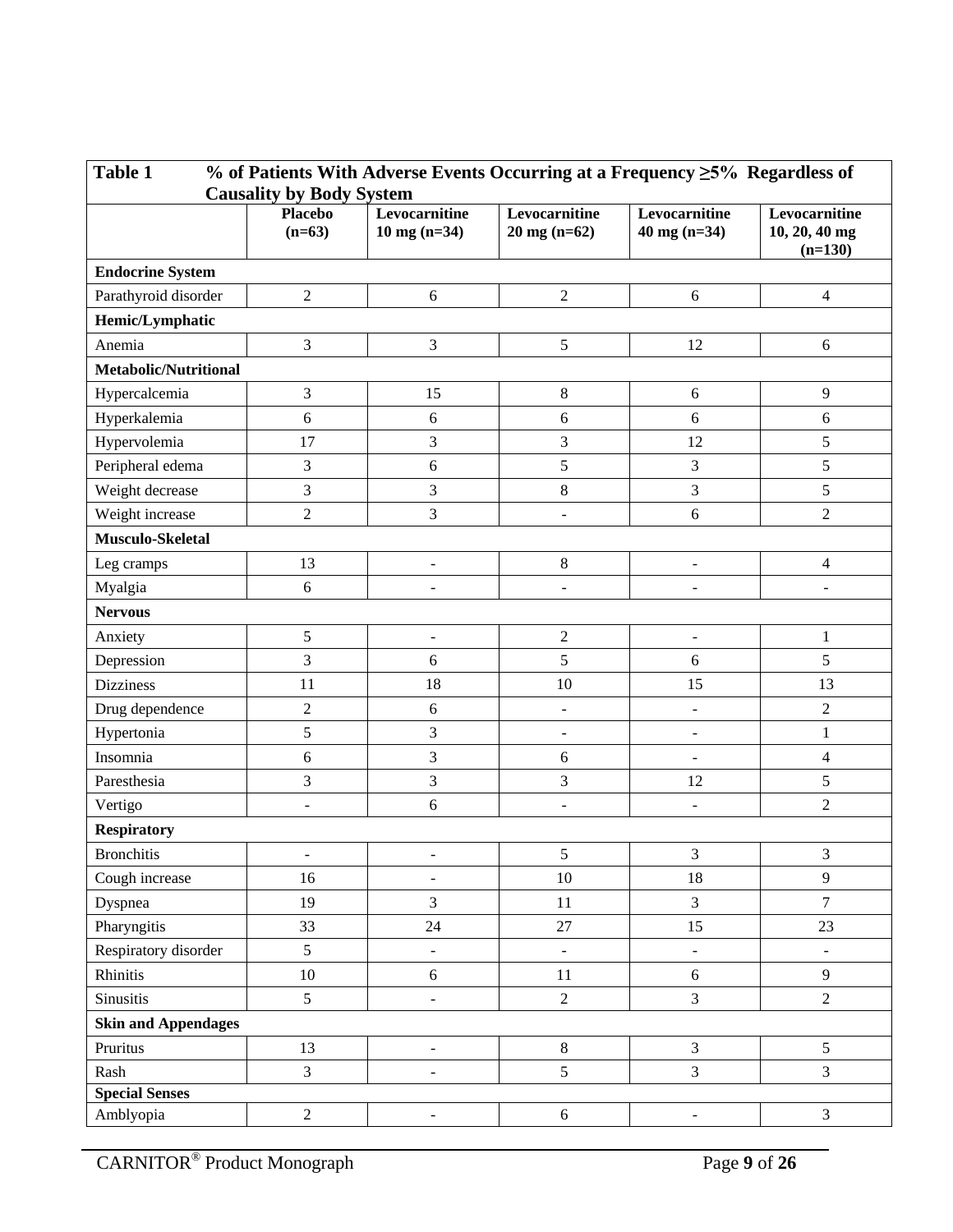**Table 1 % of Patients With Adverse Events Occurring at a Frequency ≥5% Regardless of Causality by Body System**

| | Placebo (n=63) | Levocarnitine 10 mg (n=34) | Levocarnitine 20 mg (n=62) | Levocarnitine 40 mg (n=34) | Levocarnitine 10, 20, 40 mg (n=130) |
|---|---|---|---|---|---|
| **Endocrine System** | | | | | |
| Parathyroid disorder | 2 | 6 | 2 | 6 | 4 |
| **Hemic/Lymphatic** | | | | | |
| Anemia | 3 | 3 | 5 | 12 | 6 |
| **Metabolic/Nutritional** | | | | | |
| Hypercalcemia | 3 | 15 | 8 | 6 | 9 |
| Hyperkalemia | 6 | 6 | 6 | 6 | 6 |
| Hypervolemia | 17 | 3 | 3 | 12 | 5 |
| Peripheral edema | 3 | 6 | 5 | 3 | 5 |
| Weight decrease | 3 | 3 | 8 | 3 | 5 |
| Weight increase | 2 | 3 | - | 6 | 2 |
| **Musculo-Skeletal** | | | | | |
| Leg cramps | 13 | - | 8 | - | 4 |
| Myalgia | 6 | - | - | - | - |
| **Nervous** | | | | | |
| Anxiety | 5 | - | 2 | - | 1 |
| Depression | 3 | 6 | 5 | 6 | 5 |
| Dizziness | 11 | 18 | 10 | 15 | 13 |
| Drug dependence | 2 | 6 | - | - | 2 |
| Hypertonia | 5 | 3 | - | - | 1 |
| Insomnia | 6 | 3 | 6 | - | 4 |
| Paresthesia | 3 | 3 | 3 | 12 | 5 |
| Vertigo | - | 6 | - | - | 2 |
| **Respiratory** | | | | | |
| Bronchitis | - | - | 5 | 3 | 3 |
| Cough increase | 16 | - | 10 | 18 | 9 |
| Dyspnea | 19 | 3 | 11 | 3 | 7 |
| Pharyngitis | 33 | 24 | 27 | 15 | 23 |
| Respiratory disorder | 5 | - | - | - | - |
| Rhinitis | 10 | 6 | 11 | 6 | 9 |
| Sinusitis | 5 | - | 2 | 3 | 2 |
| **Skin and Appendages** | | | | | |
| Pruritus | 13 | - | 8 | 3 | 5 |
| Rash | 3 | - | 5 | 3 | 3 |
| **Special Senses** | | | | | |
| Amblyopia | 2 | - | 6 | - | 3 |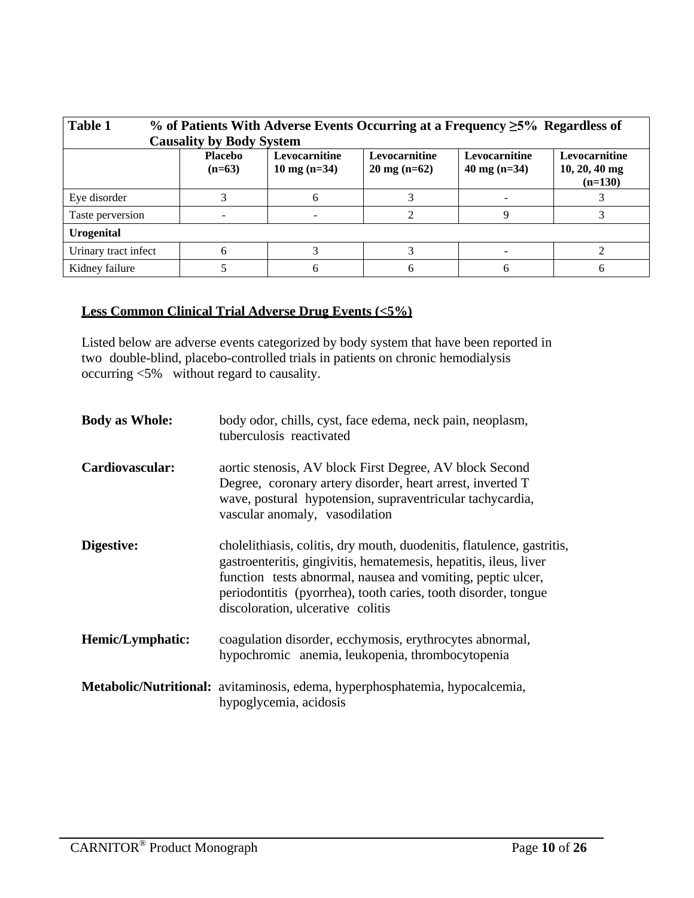| Table 1 | % of Patients With Adverse Events Occurring at a Frequency ≥5% Regardless of Causality by Body System | | | | |
|---|---|---|---|---|---|
| | **Placebo (n=63)** | **Levocarnitine 10 mg (n=34)** | **Levocarnitine 20 mg (n=62)** | **Levocarnitine 40 mg (n=34)** | **Levocarnitine 10, 20, 40 mg (n=130)** |
| Eye disorder | 3 | 6 | 3 | - | 3 |
| Taste perversion | - | - | 2 | 9 | 3 |
| **Urogenital** | | | | | |
| Urinary tract infect | 6 | 3 | 3 | - | 2 |
| Kidney failure | 5 | 6 | 6 | 6 | 6 |

**Less Common Clinical Trial Adverse Drug Events (<5%)**

Listed below are adverse events categorized by body system that have been reported in two double-blind, placebo-controlled trials in patients on chronic hemodialysis occurring <5% without regard to causality.

**Body as Whole:** body odor, chills, cyst, face edema, neck pain, neoplasm, tuberculosis reactivated

**Cardiovascular:** aortic stenosis, AV block First Degree, AV block Second Degree, coronary artery disorder, heart arrest, inverted T wave, postural hypotension, supraventricular tachycardia, vascular anomaly, vasodilation

**Digestive:** cholelithiasis, colitis, dry mouth, duodenitis, flatulence, gastritis, gastroenteritis, gingivitis, hematemesis, hepatitis, ileus, liver function tests abnormal, nausea and vomiting, peptic ulcer, periodontitis (pyorrhea), tooth caries, tooth disorder, tongue discoloration, ulcerative colitis

**Hemic/Lymphatic:** coagulation disorder, ecchymosis, erythrocytes abnormal, hypochromic anemia, leukopenia, thrombocytopenia

**Metabolic/Nutritional:** avitaminosis, edema, hyperphosphatemia, hypocalcemia, hypoglycemia, acidosis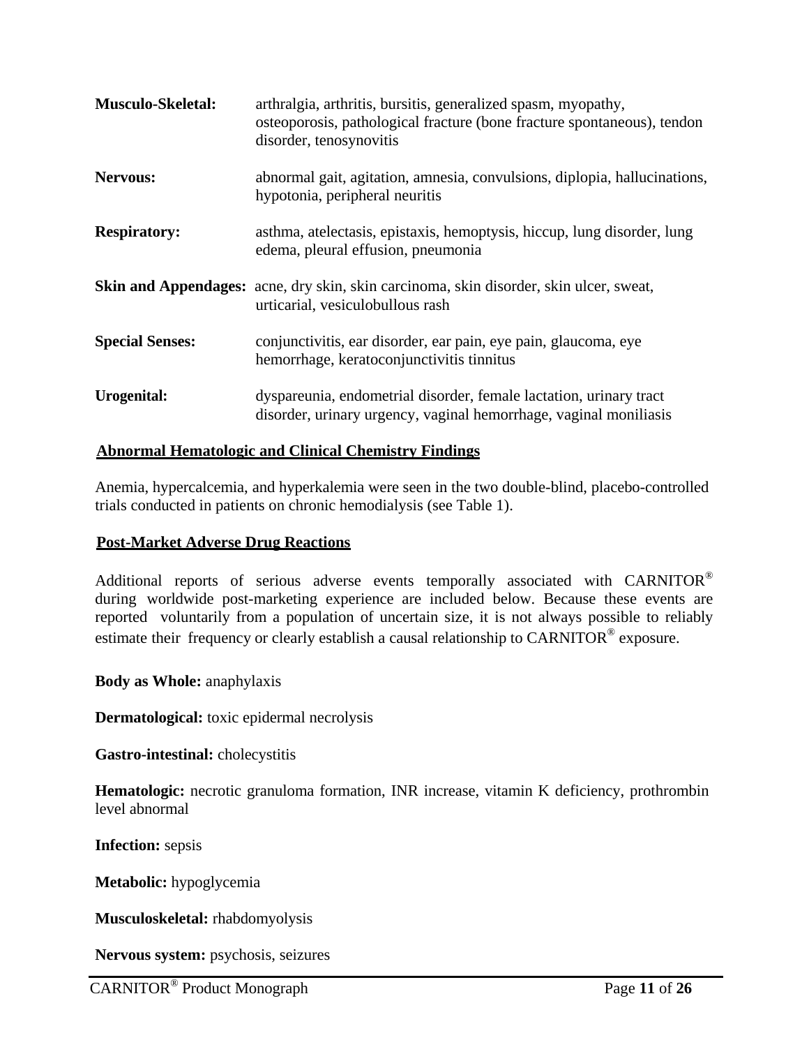**Musculo-Skeletal:** arthralgia, arthritis, bursitis, generalized spasm, myopathy, osteoporosis, pathological fracture (bone fracture spontaneous), tendon disorder, tenosynovitis

**Nervous:** abnormal gait, agitation, amnesia, convulsions, diplopia, hallucinations, hypotonia, peripheral neuritis

**Respiratory:** asthma, atelectasis, epistaxis, hemoptysis, hiccup, lung disorder, lung edema, pleural effusion, pneumonia

**Skin and Appendages:** acne, dry skin, skin carcinoma, skin disorder, skin ulcer, sweat, urticarial, vesiculobullous rash

**Special Senses:** conjunctivitis, ear disorder, ear pain, eye pain, glaucoma, eye hemorrhage, keratoconjunctivitis tinnitus

**Urogenital:** dyspareunia, endometrial disorder, female lactation, urinary tract disorder, urinary urgency, vaginal hemorrhage, vaginal moniliasis

## Abnormal Hematologic and Clinical Chemistry Findings

Anemia, hypercalcemia, and hyperkalemia were seen in the two double-blind, placebo-controlled trials conducted in patients on chronic hemodialysis (see Table 1).

## Post-Market Adverse Drug Reactions

Additional reports of serious adverse events temporally associated with CARNITOR® during worldwide post-marketing experience are included below. Because these events are reported voluntarily from a population of uncertain size, it is not always possible to reliably estimate their frequency or clearly establish a causal relationship to CARNITOR® exposure.

**Body as Whole:** anaphylaxis

**Dermatological:** toxic epidermal necrolysis

**Gastro-intestinal:** cholecystitis

**Hematologic:** necrotic granuloma formation, INR increase, vitamin K deficiency, prothrombin level abnormal

**Infection:** sepsis

**Metabolic:** hypoglycemia

**Musculoskeletal:** rhabdomyolysis

**Nervous system:** psychosis, seizures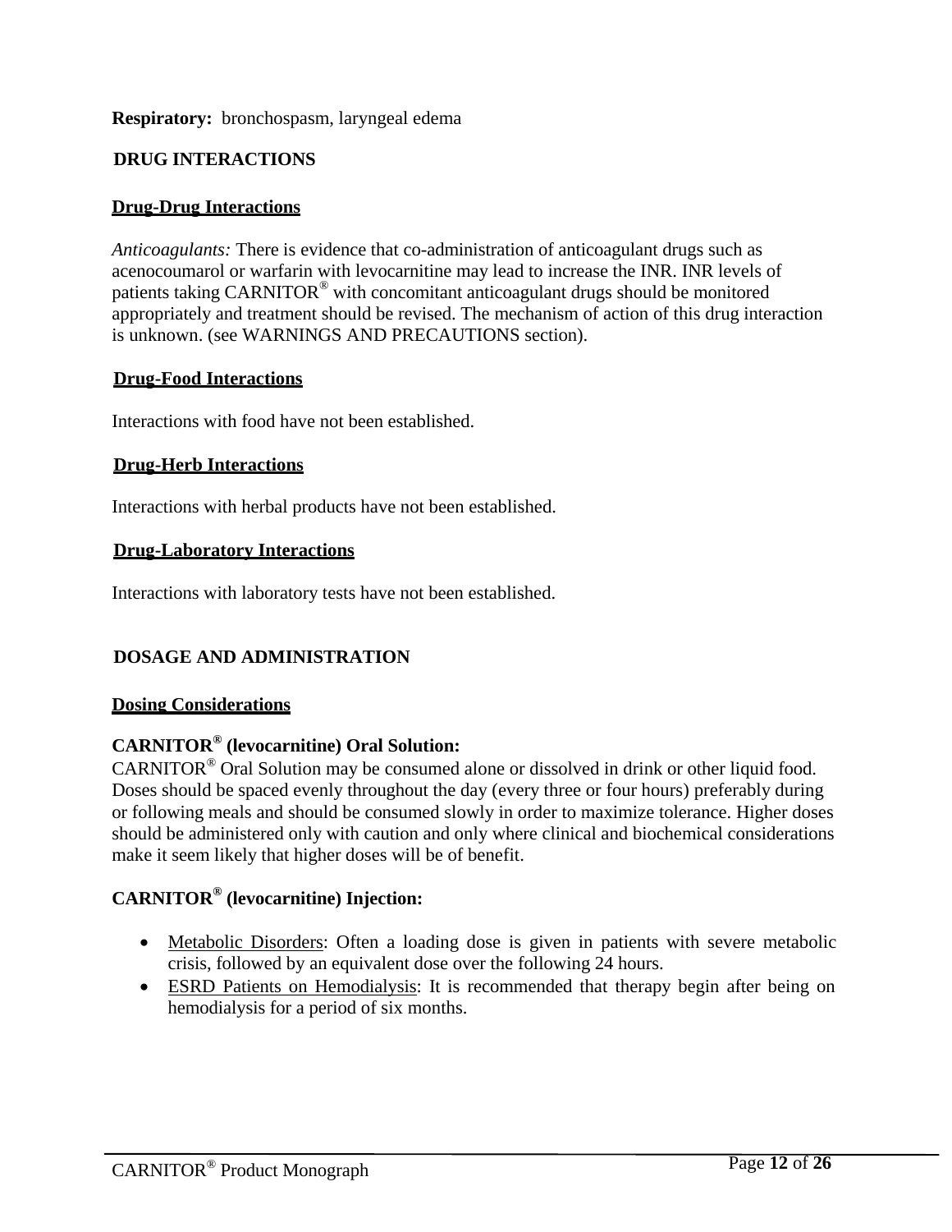**Respiratory:** bronchospasm, laryngeal edema

## DRUG INTERACTIONS

### Drug-Drug Interactions

*Anticoagulants:* There is evidence that co-administration of anticoagulant drugs such as acenocoumarol or warfarin with levocarnitine may lead to increase the INR. INR levels of patients taking CARNITOR® with concomitant anticoagulant drugs should be monitored appropriately and treatment should be revised. The mechanism of action of this drug interaction is unknown. (see WARNINGS AND PRECAUTIONS section).

### Drug-Food Interactions

Interactions with food have not been established.

### Drug-Herb Interactions

Interactions with herbal products have not been established.

### Drug-Laboratory Interactions

Interactions with laboratory tests have not been established.

## DOSAGE AND ADMINISTRATION

### Dosing Considerations

**CARNITOR® (levocarnitine) Oral Solution:**
CARNITOR® Oral Solution may be consumed alone or dissolved in drink or other liquid food. Doses should be spaced evenly throughout the day (every three or four hours) preferably during or following meals and should be consumed slowly in order to maximize tolerance. Higher doses should be administered only with caution and only where clinical and biochemical considerations make it seem likely that higher doses will be of benefit.

**CARNITOR® (levocarnitine) Injection:**

- Metabolic Disorders: Often a loading dose is given in patients with severe metabolic crisis, followed by an equivalent dose over the following 24 hours.
- ESRD Patients on Hemodialysis: It is recommended that therapy begin after being on hemodialysis for a period of six months.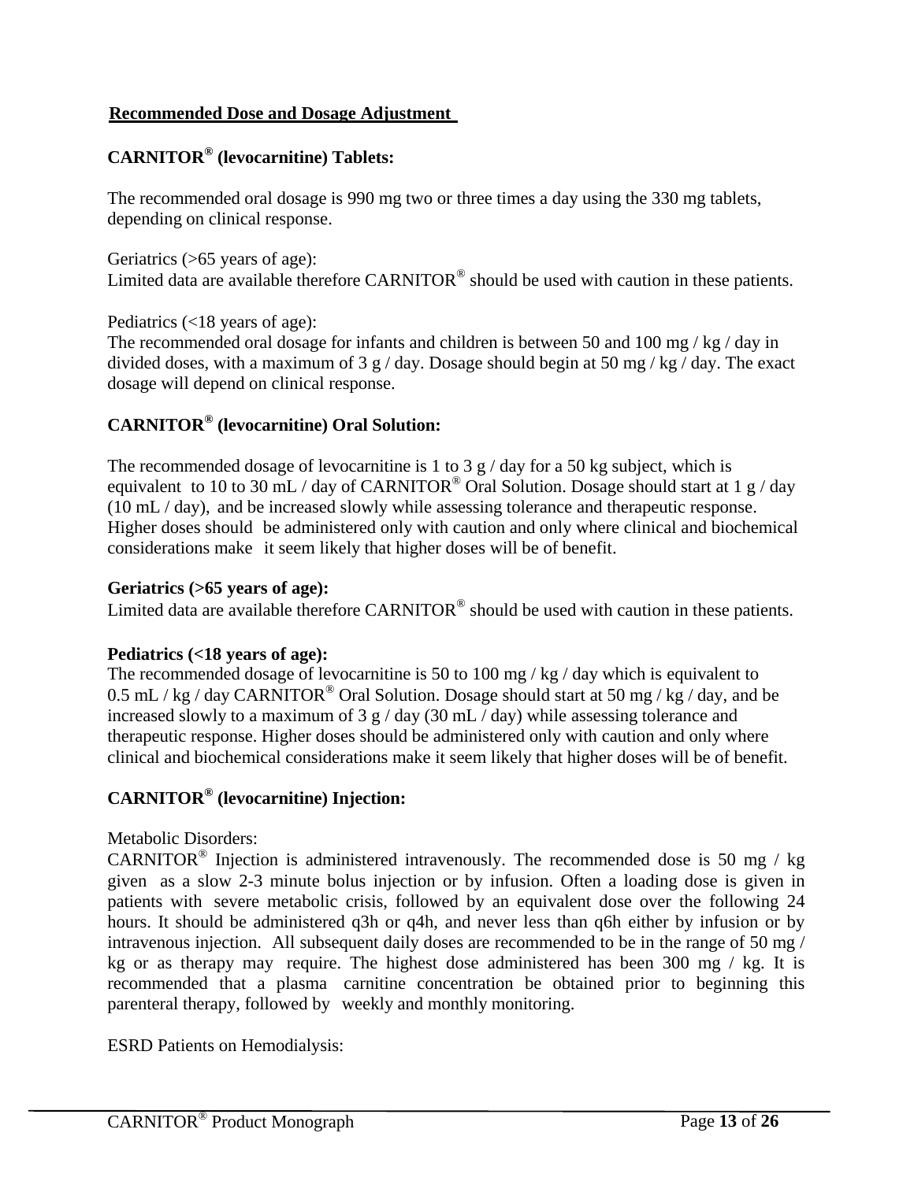## Recommended Dose and Dosage Adjustment

### CARNITOR® (levocarnitine) Tablets:

The recommended oral dosage is 990 mg two or three times a day using the 330 mg tablets, depending on clinical response.

Geriatrics (>65 years of age):
Limited data are available therefore CARNITOR® should be used with caution in these patients.

Pediatrics (<18 years of age):
The recommended oral dosage for infants and children is between 50 and 100 mg / kg / day in divided doses, with a maximum of 3 g / day. Dosage should begin at 50 mg / kg / day. The exact dosage will depend on clinical response.

### CARNITOR® (levocarnitine) Oral Solution:

The recommended dosage of levocarnitine is 1 to 3 g / day for a 50 kg subject, which is equivalent to 10 to 30 mL / day of CARNITOR® Oral Solution. Dosage should start at 1 g / day (10 mL / day), and be increased slowly while assessing tolerance and therapeutic response. Higher doses should be administered only with caution and only where clinical and biochemical considerations make it seem likely that higher doses will be of benefit.

**Geriatrics (>65 years of age):**
Limited data are available therefore CARNITOR® should be used with caution in these patients.

**Pediatrics (<18 years of age):**
The recommended dosage of levocarnitine is 50 to 100 mg / kg / day which is equivalent to 0.5 mL / kg / day CARNITOR® Oral Solution. Dosage should start at 50 mg / kg / day, and be increased slowly to a maximum of 3 g / day (30 mL / day) while assessing tolerance and therapeutic response. Higher doses should be administered only with caution and only where clinical and biochemical considerations make it seem likely that higher doses will be of benefit.

### CARNITOR® (levocarnitine) Injection:

Metabolic Disorders:
CARNITOR® Injection is administered intravenously. The recommended dose is 50 mg / kg given as a slow 2-3 minute bolus injection or by infusion. Often a loading dose is given in patients with severe metabolic crisis, followed by an equivalent dose over the following 24 hours. It should be administered q3h or q4h, and never less than q6h either by infusion or by intravenous injection. All subsequent daily doses are recommended to be in the range of 50 mg / kg or as therapy may require. The highest dose administered has been 300 mg / kg. It is recommended that a plasma carnitine concentration be obtained prior to beginning this parenteral therapy, followed by weekly and monthly monitoring.

ESRD Patients on Hemodialysis: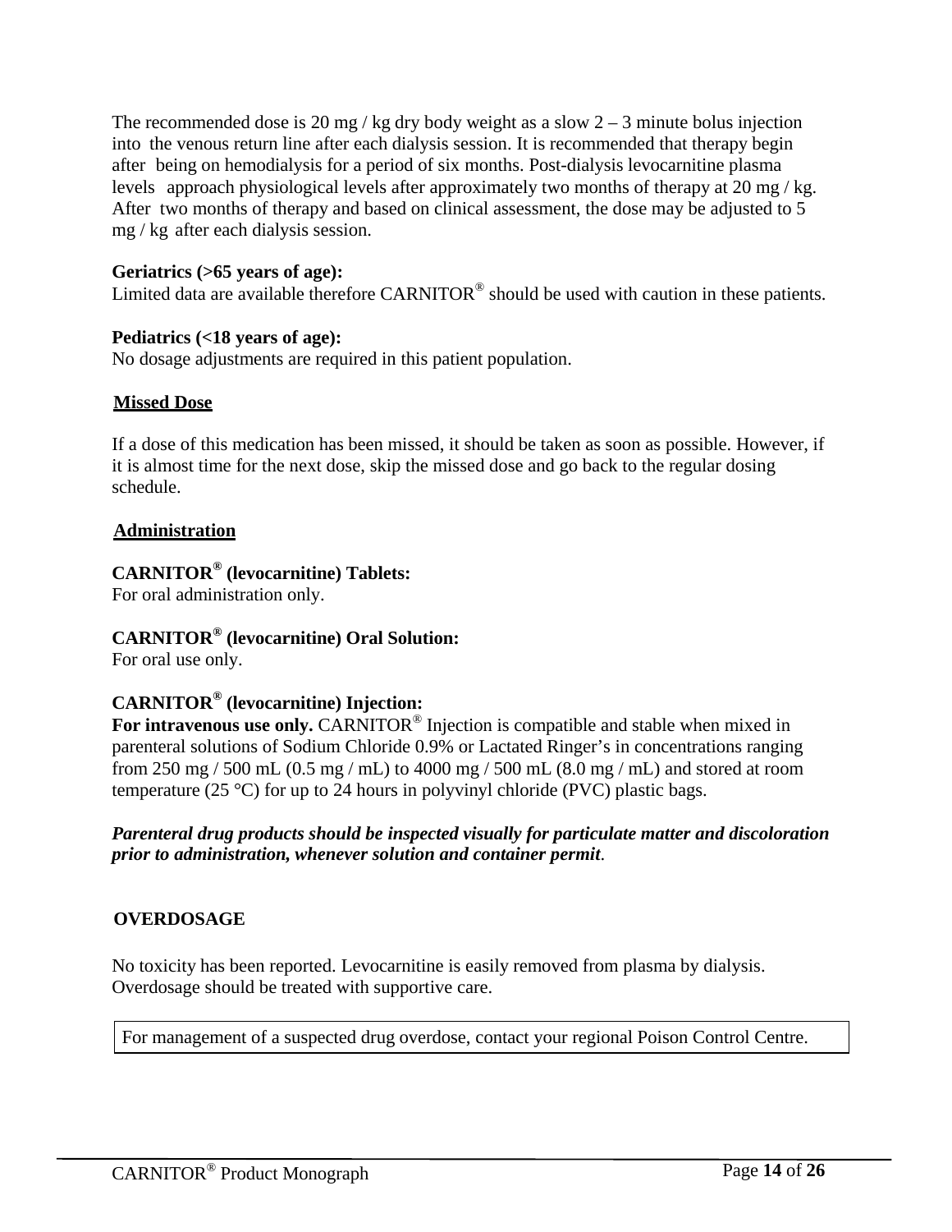The recommended dose is 20 mg / kg dry body weight as a slow 2 – 3 minute bolus injection into the venous return line after each dialysis session. It is recommended that therapy begin after being on hemodialysis for a period of six months. Post-dialysis levocarnitine plasma levels approach physiological levels after approximately two months of therapy at 20 mg / kg. After two months of therapy and based on clinical assessment, the dose may be adjusted to 5 mg / kg after each dialysis session.

**Geriatrics (>65 years of age):**
Limited data are available therefore CARNITOR® should be used with caution in these patients.

**Pediatrics (<18 years of age):**
No dosage adjustments are required in this patient population.

## Missed Dose

If a dose of this medication has been missed, it should be taken as soon as possible. However, if it is almost time for the next dose, skip the missed dose and go back to the regular dosing schedule.

## Administration

**CARNITOR® (levocarnitine) Tablets:**
For oral administration only.

**CARNITOR® (levocarnitine) Oral Solution:**
For oral use only.

**CARNITOR® (levocarnitine) Injection:**
**For intravenous use only.** CARNITOR® Injection is compatible and stable when mixed in parenteral solutions of Sodium Chloride 0.9% or Lactated Ringer's in concentrations ranging from 250 mg / 500 mL (0.5 mg / mL) to 4000 mg / 500 mL (8.0 mg / mL) and stored at room temperature (25 °C) for up to 24 hours in polyvinyl chloride (PVC) plastic bags.

***Parenteral drug products should be inspected visually for particulate matter and discoloration prior to administration, whenever solution and container permit*.**

# OVERDOSAGE

No toxicity has been reported. Levocarnitine is easily removed from plasma by dialysis. Overdosage should be treated with supportive care.

| |
|---|
| For management of a suspected drug overdose, contact your regional Poison Control Centre. |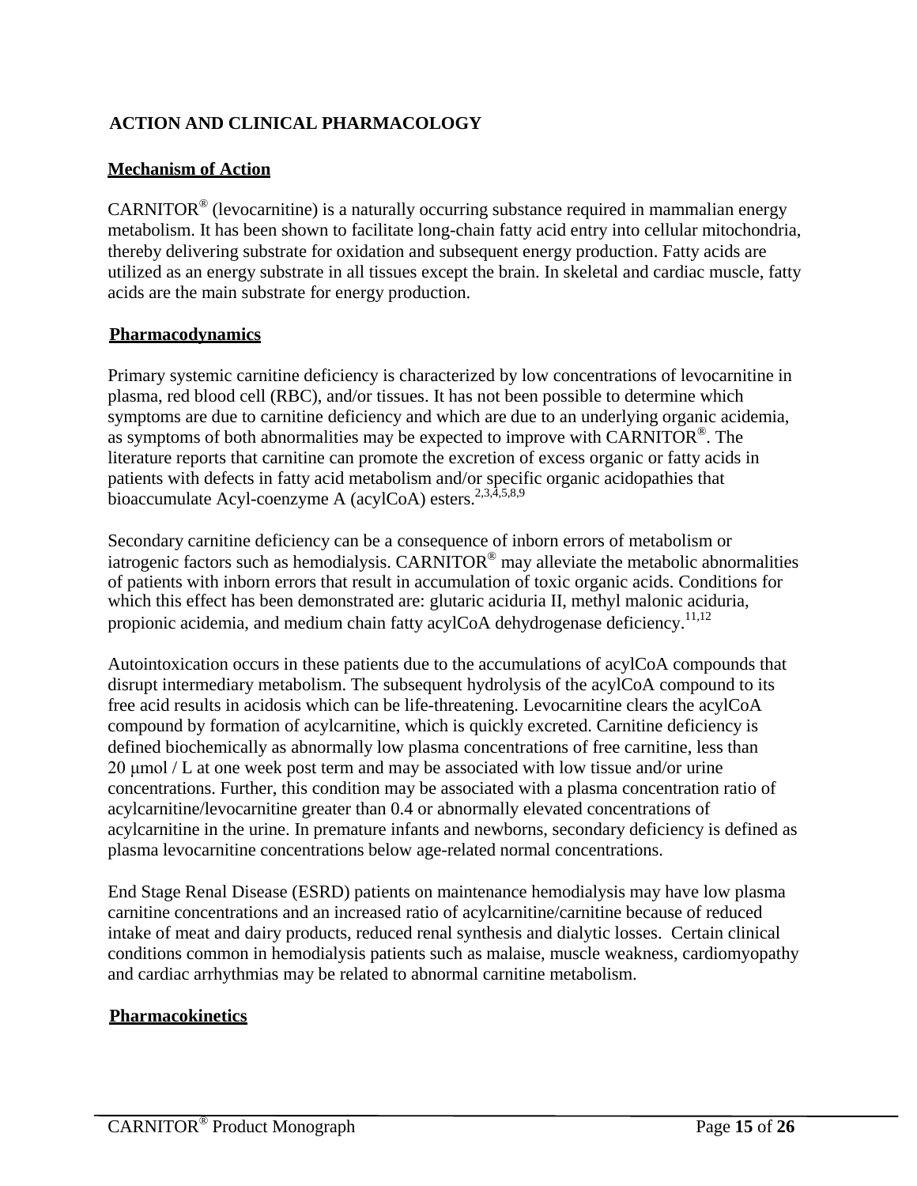# ACTION AND CLINICAL PHARMACOLOGY

## Mechanism of Action

CARNITOR® (levocarnitine) is a naturally occurring substance required in mammalian energy metabolism. It has been shown to facilitate long-chain fatty acid entry into cellular mitochondria, thereby delivering substrate for oxidation and subsequent energy production. Fatty acids are utilized as an energy substrate in all tissues except the brain. In skeletal and cardiac muscle, fatty acids are the main substrate for energy production.

## Pharmacodynamics

Primary systemic carnitine deficiency is characterized by low concentrations of levocarnitine in plasma, red blood cell (RBC), and/or tissues. It has not been possible to determine which symptoms are due to carnitine deficiency and which are due to an underlying organic acidemia, as symptoms of both abnormalities may be expected to improve with CARNITOR®. The literature reports that carnitine can promote the excretion of excess organic or fatty acids in patients with defects in fatty acid metabolism and/or specific organic acidopathies that bioaccumulate Acyl-coenzyme A (acylCoA) esters.[2,3,4,5,8,9]

Secondary carnitine deficiency can be a consequence of inborn errors of metabolism or iatrogenic factors such as hemodialysis. CARNITOR® may alleviate the metabolic abnormalities of patients with inborn errors that result in accumulation of toxic organic acids. Conditions for which this effect has been demonstrated are: glutaric aciduria II, methyl malonic aciduria, propionic acidemia, and medium chain fatty acylCoA dehydrogenase deficiency.[11,12]

Autointoxication occurs in these patients due to the accumulations of acylCoA compounds that disrupt intermediary metabolism. The subsequent hydrolysis of the acylCoA compound to its free acid results in acidosis which can be life-threatening. Levocarnitine clears the acylCoA compound by formation of acylcarnitine, which is quickly excreted. Carnitine deficiency is defined biochemically as abnormally low plasma concentrations of free carnitine, less than 20 μmol / L at one week post term and may be associated with low tissue and/or urine concentrations. Further, this condition may be associated with a plasma concentration ratio of acylcarnitine/levocarnitine greater than 0.4 or abnormally elevated concentrations of acylcarnitine in the urine. In premature infants and newborns, secondary deficiency is defined as plasma levocarnitine concentrations below age-related normal concentrations.

End Stage Renal Disease (ESRD) patients on maintenance hemodialysis may have low plasma carnitine concentrations and an increased ratio of acylcarnitine/carnitine because of reduced intake of meat and dairy products, reduced renal synthesis and dialytic losses. Certain clinical conditions common in hemodialysis patients such as malaise, muscle weakness, cardiomyopathy and cardiac arrhythmias may be related to abnormal carnitine metabolism.

## Pharmacokinetics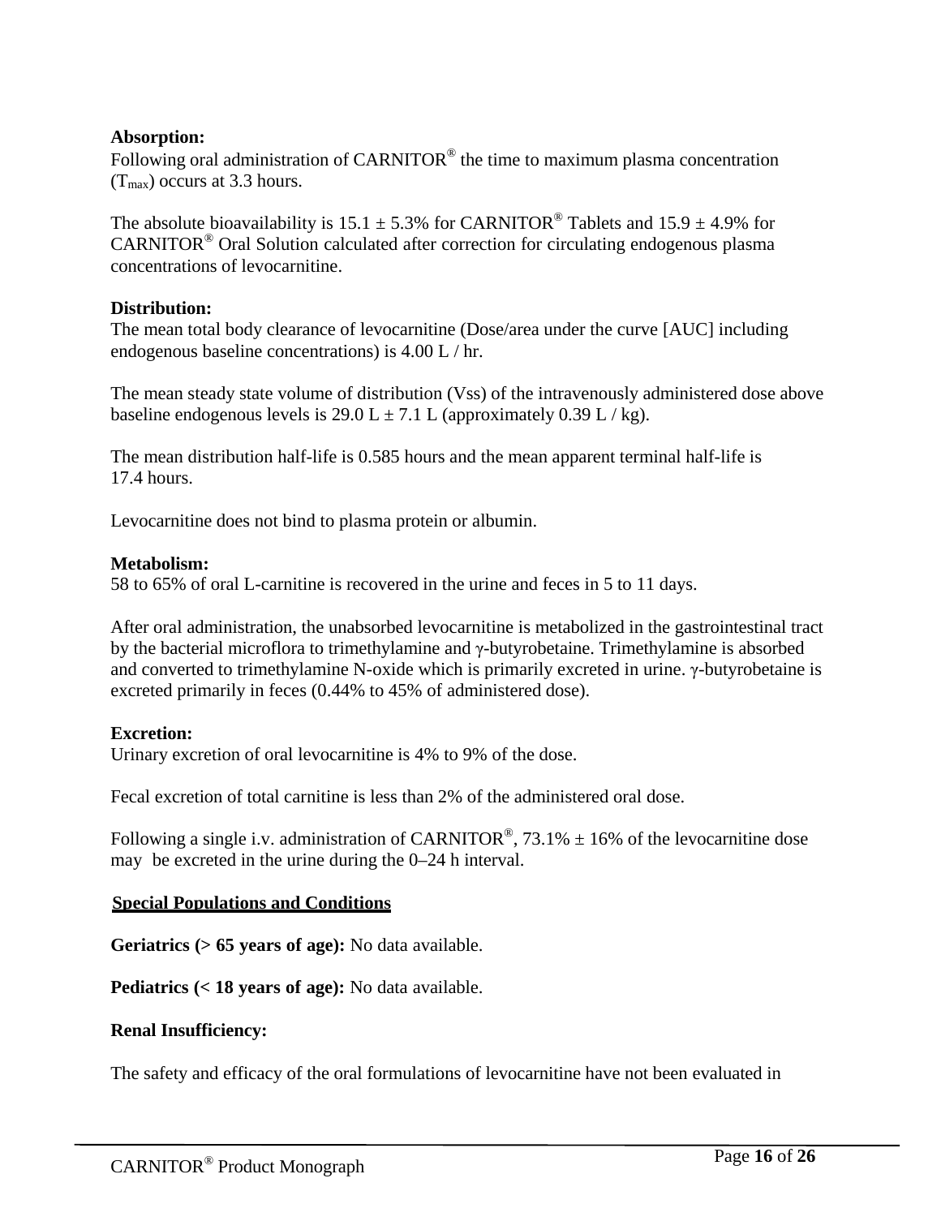**Absorption:**
Following oral administration of CARNITOR® the time to maximum plasma concentration ($T_{max}$) occurs at 3.3 hours.

The absolute bioavailability is 15.1 ± 5.3% for CARNITOR® Tablets and 15.9 ± 4.9% for CARNITOR® Oral Solution calculated after correction for circulating endogenous plasma concentrations of levocarnitine.

**Distribution:**
The mean total body clearance of levocarnitine (Dose/area under the curve [AUC] including endogenous baseline concentrations) is 4.00 L / hr.

The mean steady state volume of distribution (Vss) of the intravenously administered dose above baseline endogenous levels is 29.0 L ± 7.1 L (approximately 0.39 L / kg).

The mean distribution half-life is 0.585 hours and the mean apparent terminal half-life is 17.4 hours.

Levocarnitine does not bind to plasma protein or albumin.

**Metabolism:**
58 to 65% of oral L-carnitine is recovered in the urine and feces in 5 to 11 days.

After oral administration, the unabsorbed levocarnitine is metabolized in the gastrointestinal tract by the bacterial microflora to trimethylamine and γ-butyrobetaine. Trimethylamine is absorbed and converted to trimethylamine N-oxide which is primarily excreted in urine. γ-butyrobetaine is excreted primarily in feces (0.44% to 45% of administered dose).

**Excretion:**
Urinary excretion of oral levocarnitine is 4% to 9% of the dose.

Fecal excretion of total carnitine is less than 2% of the administered oral dose.

Following a single i.v. administration of CARNITOR®, 73.1% ± 16% of the levocarnitine dose may be excreted in the urine during the 0–24 h interval.

**Special Populations and Conditions**

**Geriatrics (> 65 years of age):** No data available.

**Pediatrics (< 18 years of age):** No data available.

**Renal Insufficiency:**

The safety and efficacy of the oral formulations of levocarnitine have not been evaluated in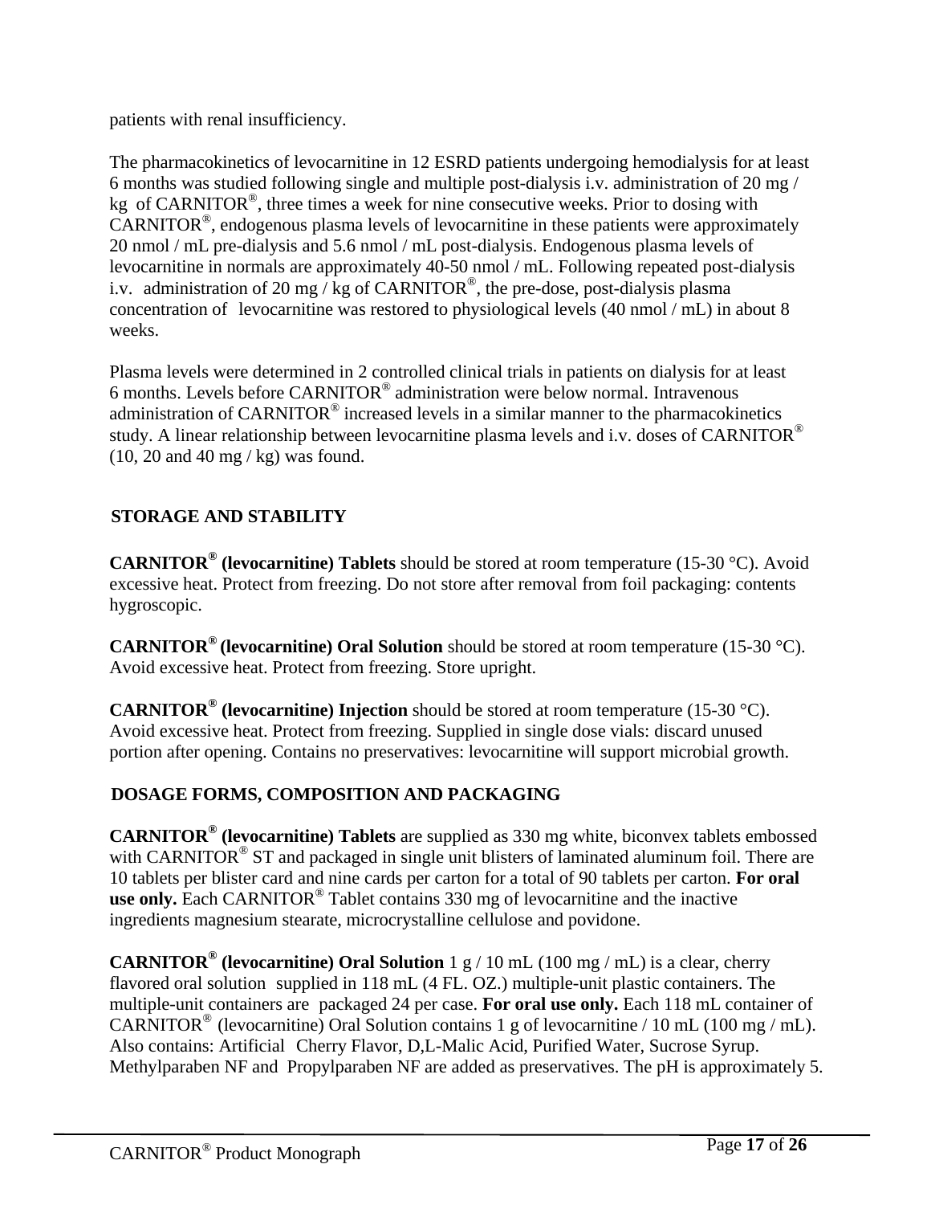patients with renal insufficiency.

The pharmacokinetics of levocarnitine in 12 ESRD patients undergoing hemodialysis for at least 6 months was studied following single and multiple post-dialysis i.v. administration of 20 mg / kg of CARNITOR®, three times a week for nine consecutive weeks. Prior to dosing with CARNITOR®, endogenous plasma levels of levocarnitine in these patients were approximately 20 nmol / mL pre-dialysis and 5.6 nmol / mL post-dialysis. Endogenous plasma levels of levocarnitine in normals are approximately 40-50 nmol / mL. Following repeated post-dialysis i.v. administration of 20 mg / kg of CARNITOR®, the pre-dose, post-dialysis plasma concentration of levocarnitine was restored to physiological levels (40 nmol / mL) in about 8 weeks.

Plasma levels were determined in 2 controlled clinical trials in patients on dialysis for at least 6 months. Levels before CARNITOR® administration were below normal. Intravenous administration of CARNITOR® increased levels in a similar manner to the pharmacokinetics study. A linear relationship between levocarnitine plasma levels and i.v. doses of CARNITOR® (10, 20 and 40 mg / kg) was found.

## STORAGE AND STABILITY

**CARNITOR® (levocarnitine) Tablets** should be stored at room temperature (15-30 °C). Avoid excessive heat. Protect from freezing. Do not store after removal from foil packaging: contents hygroscopic.

**CARNITOR® (levocarnitine) Oral Solution** should be stored at room temperature (15-30 °C). Avoid excessive heat. Protect from freezing. Store upright.

**CARNITOR® (levocarnitine) Injection** should be stored at room temperature (15-30 °C). Avoid excessive heat. Protect from freezing. Supplied in single dose vials: discard unused portion after opening. Contains no preservatives: levocarnitine will support microbial growth.

## DOSAGE FORMS, COMPOSITION AND PACKAGING

**CARNITOR® (levocarnitine) Tablets** are supplied as 330 mg white, biconvex tablets embossed with CARNITOR® ST and packaged in single unit blisters of laminated aluminum foil. There are 10 tablets per blister card and nine cards per carton for a total of 90 tablets per carton. **For oral use only.** Each CARNITOR® Tablet contains 330 mg of levocarnitine and the inactive ingredients magnesium stearate, microcrystalline cellulose and povidone.

**CARNITOR® (levocarnitine) Oral Solution** 1 g / 10 mL (100 mg / mL) is a clear, cherry flavored oral solution supplied in 118 mL (4 FL. OZ.) multiple-unit plastic containers. The multiple-unit containers are packaged 24 per case. **For oral use only.** Each 118 mL container of CARNITOR® (levocarnitine) Oral Solution contains 1 g of levocarnitine / 10 mL (100 mg / mL). Also contains: Artificial Cherry Flavor, D,L-Malic Acid, Purified Water, Sucrose Syrup. Methylparaben NF and Propylparaben NF are added as preservatives. The pH is approximately 5.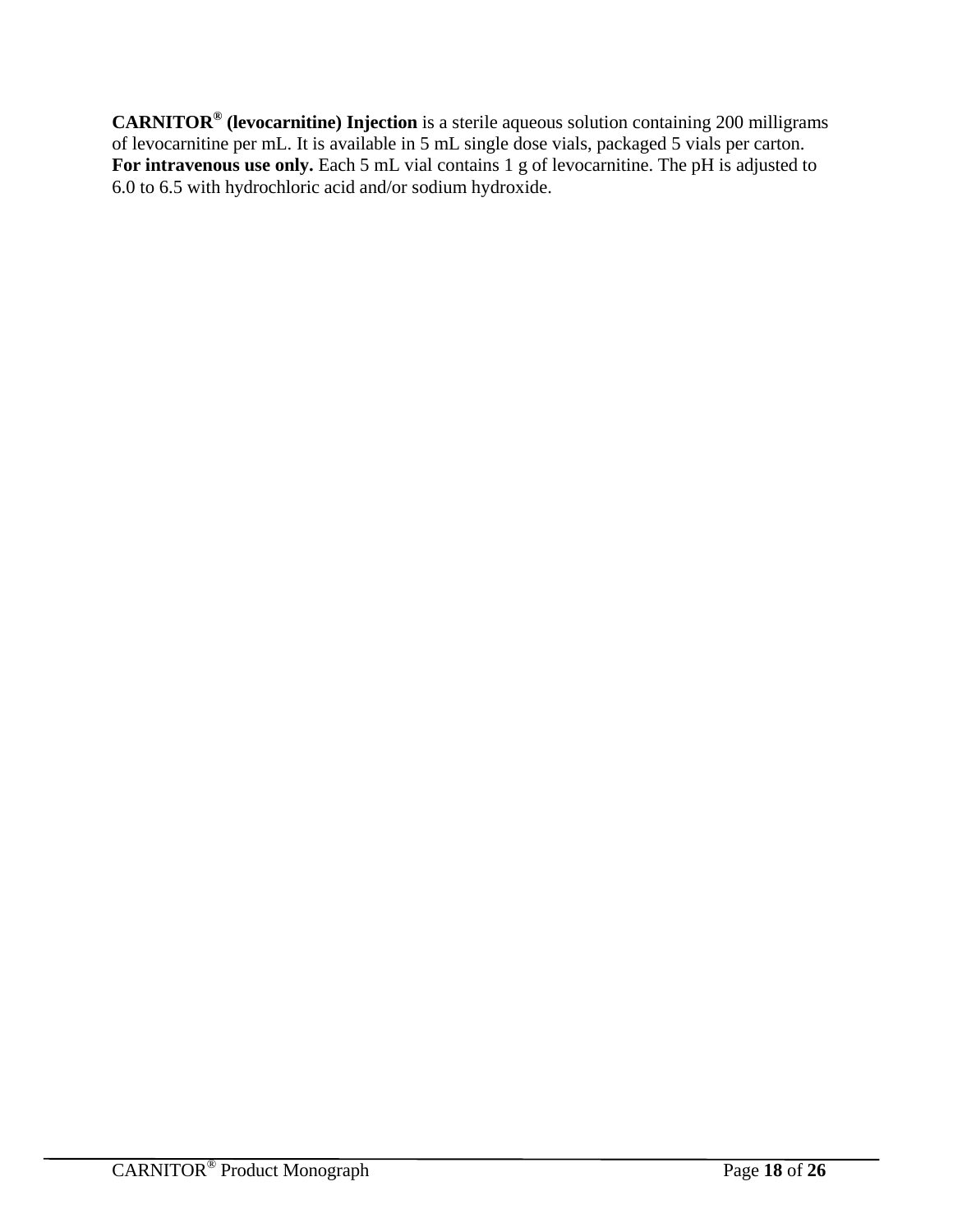**CARNITOR® (levocarnitine) Injection** is a sterile aqueous solution containing 200 milligrams of levocarnitine per mL. It is available in 5 mL single dose vials, packaged 5 vials per carton. **For intravenous use only.** Each 5 mL vial contains 1 g of levocarnitine. The pH is adjusted to 6.0 to 6.5 with hydrochloric acid and/or sodium hydroxide.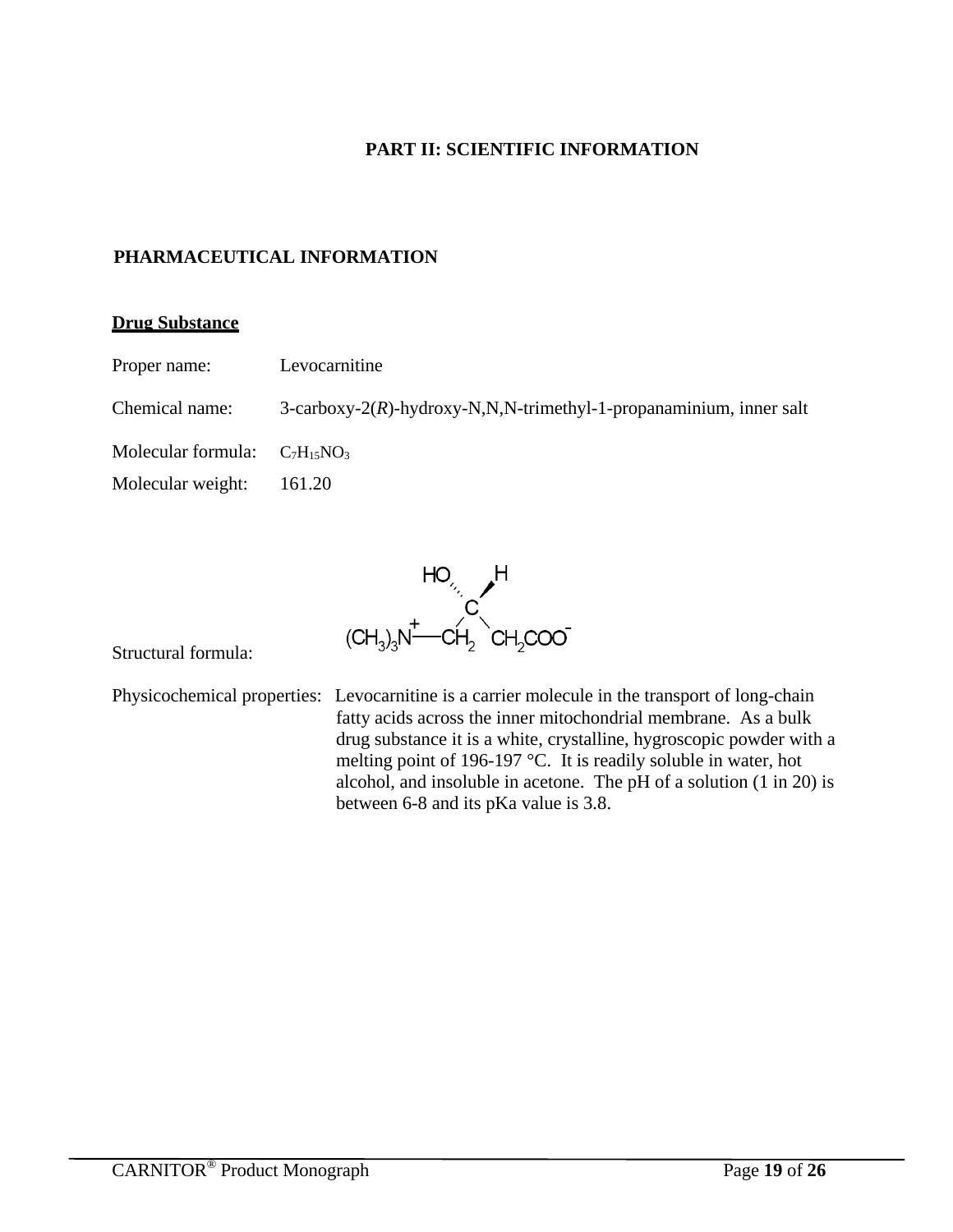## PART II: SCIENTIFIC INFORMATION

### PHARMACEUTICAL INFORMATION

**Drug Substance**

Proper name: Levocarnitine

Chemical name: 3-carboxy-2(*R*)-hydroxy-N,N,N-trimethyl-1-propanaminium, inner salt

Molecular formula: $C_7H_{15}NO_3$

Molecular weight: 161.20

Structural formula:

HO H
C
$(CH_3)_3N^+$—$CH_2$ $CH_2COO^-$

Physicochemical properties: Levocarnitine is a carrier molecule in the transport of long-chain fatty acids across the inner mitochondrial membrane. As a bulk drug substance it is a white, crystalline, hygroscopic powder with a melting point of 196-197 °C. It is readily soluble in water, hot alcohol, and insoluble in acetone. The pH of a solution (1 in 20) is between 6-8 and its pKa value is 3.8.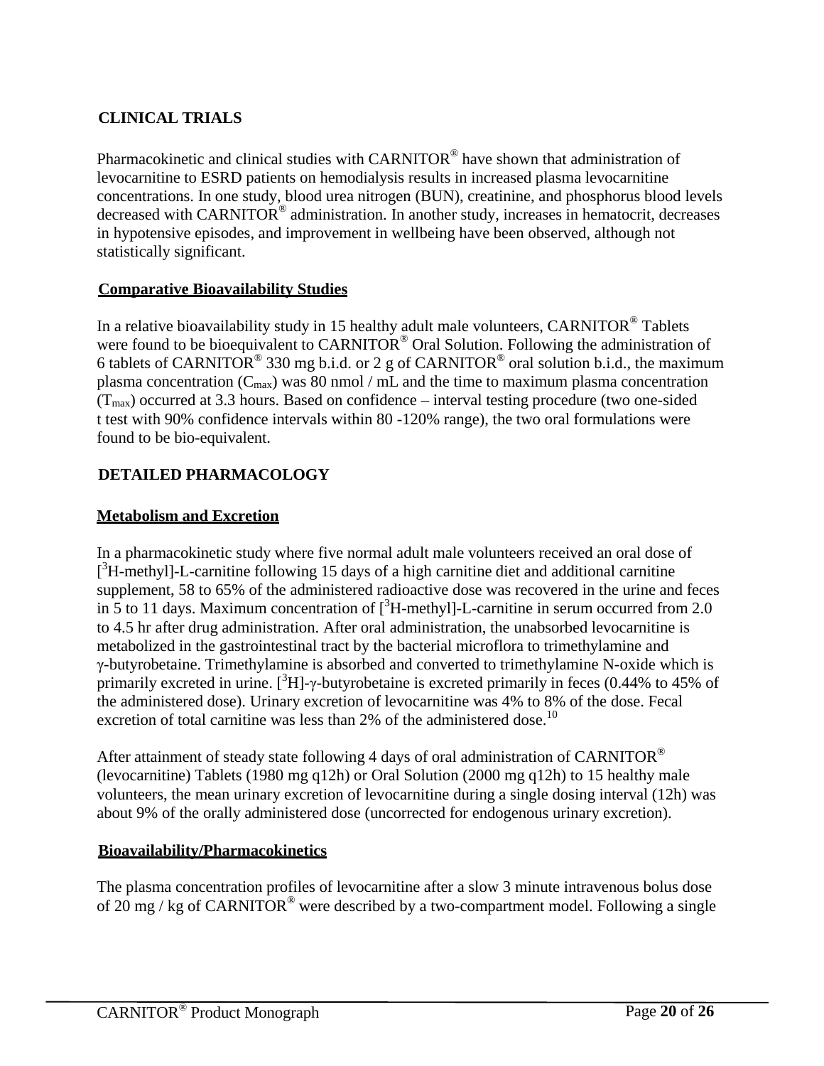## CLINICAL TRIALS

Pharmacokinetic and clinical studies with CARNITOR® have shown that administration of levocarnitine to ESRD patients on hemodialysis results in increased plasma levocarnitine concentrations. In one study, blood urea nitrogen (BUN), creatinine, and phosphorus blood levels decreased with CARNITOR® administration. In another study, increases in hematocrit, decreases in hypotensive episodes, and improvement in wellbeing have been observed, although not statistically significant.

### Comparative Bioavailability Studies

In a relative bioavailability study in 15 healthy adult male volunteers, CARNITOR® Tablets were found to be bioequivalent to CARNITOR® Oral Solution. Following the administration of 6 tablets of CARNITOR® 330 mg b.i.d. or 2 g of CARNITOR® oral solution b.i.d., the maximum plasma concentration ($C_{max}$) was 80 nmol / mL and the time to maximum plasma concentration ($T_{max}$) occurred at 3.3 hours. Based on confidence – interval testing procedure (two one-sided t test with 90% confidence intervals within 80 -120% range), the two oral formulations were found to be bio-equivalent.

## DETAILED PHARMACOLOGY

### Metabolism and Excretion

In a pharmacokinetic study where five normal adult male volunteers received an oral dose of [$^{3}$H-methyl]-L-carnitine following 15 days of a high carnitine diet and additional carnitine supplement, 58 to 65% of the administered radioactive dose was recovered in the urine and feces in 5 to 11 days. Maximum concentration of [$^{3}$H-methyl]-L-carnitine in serum occurred from 2.0 to 4.5 hr after drug administration. After oral administration, the unabsorbed levocarnitine is metabolized in the gastrointestinal tract by the bacterial microflora to trimethylamine and γ-butyrobetaine. Trimethylamine is absorbed and converted to trimethylamine N-oxide which is primarily excreted in urine. [$^{3}$H]-γ-butyrobetaine is excreted primarily in feces (0.44% to 45% of the administered dose). Urinary excretion of levocarnitine was 4% to 8% of the dose. Fecal excretion of total carnitine was less than 2% of the administered dose.[10]

After attainment of steady state following 4 days of oral administration of CARNITOR® (levocarnitine) Tablets (1980 mg q12h) or Oral Solution (2000 mg q12h) to 15 healthy male volunteers, the mean urinary excretion of levocarnitine during a single dosing interval (12h) was about 9% of the orally administered dose (uncorrected for endogenous urinary excretion).

### Bioavailability/Pharmacokinetics

The plasma concentration profiles of levocarnitine after a slow 3 minute intravenous bolus dose of 20 mg / kg of CARNITOR® were described by a two-compartment model. Following a single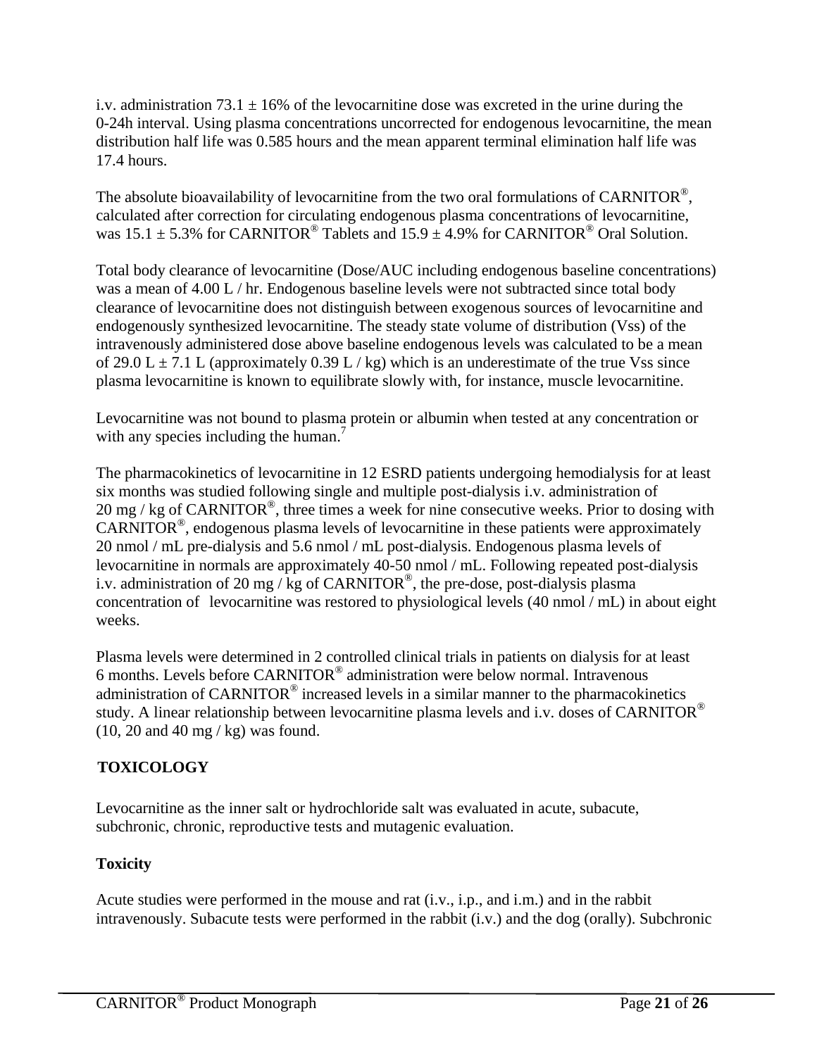i.v. administration 73.1 ± 16% of the levocarnitine dose was excreted in the urine during the 0-24h interval. Using plasma concentrations uncorrected for endogenous levocarnitine, the mean distribution half life was 0.585 hours and the mean apparent terminal elimination half life was 17.4 hours.

The absolute bioavailability of levocarnitine from the two oral formulations of CARNITOR®, calculated after correction for circulating endogenous plasma concentrations of levocarnitine, was 15.1 ± 5.3% for CARNITOR® Tablets and 15.9 ± 4.9% for CARNITOR® Oral Solution.

Total body clearance of levocarnitine (Dose/AUC including endogenous baseline concentrations) was a mean of 4.00 L / hr. Endogenous baseline levels were not subtracted since total body clearance of levocarnitine does not distinguish between exogenous sources of levocarnitine and endogenously synthesized levocarnitine. The steady state volume of distribution (Vss) of the intravenously administered dose above baseline endogenous levels was calculated to be a mean of 29.0 L ± 7.1 L (approximately 0.39 L / kg) which is an underestimate of the true Vss since plasma levocarnitine is known to equilibrate slowly with, for instance, muscle levocarnitine.

Levocarnitine was not bound to plasma protein or albumin when tested at any concentration or with any species including the human.[7]

The pharmacokinetics of levocarnitine in 12 ESRD patients undergoing hemodialysis for at least six months was studied following single and multiple post-dialysis i.v. administration of 20 mg / kg of CARNITOR®, three times a week for nine consecutive weeks. Prior to dosing with CARNITOR®, endogenous plasma levels of levocarnitine in these patients were approximately 20 nmol / mL pre-dialysis and 5.6 nmol / mL post-dialysis. Endogenous plasma levels of levocarnitine in normals are approximately 40-50 nmol / mL. Following repeated post-dialysis i.v. administration of 20 mg / kg of CARNITOR®, the pre-dose, post-dialysis plasma concentration of levocarnitine was restored to physiological levels (40 nmol / mL) in about eight weeks.

Plasma levels were determined in 2 controlled clinical trials in patients on dialysis for at least 6 months. Levels before CARNITOR® administration were below normal. Intravenous administration of CARNITOR® increased levels in a similar manner to the pharmacokinetics study. A linear relationship between levocarnitine plasma levels and i.v. doses of CARNITOR® (10, 20 and 40 mg / kg) was found.

## TOXICOLOGY

Levocarnitine as the inner salt or hydrochloride salt was evaluated in acute, subacute, subchronic, chronic, reproductive tests and mutagenic evaluation.

### Toxicity

Acute studies were performed in the mouse and rat (i.v., i.p., and i.m.) and in the rabbit intravenously. Subacute tests were performed in the rabbit (i.v.) and the dog (orally). Subchronic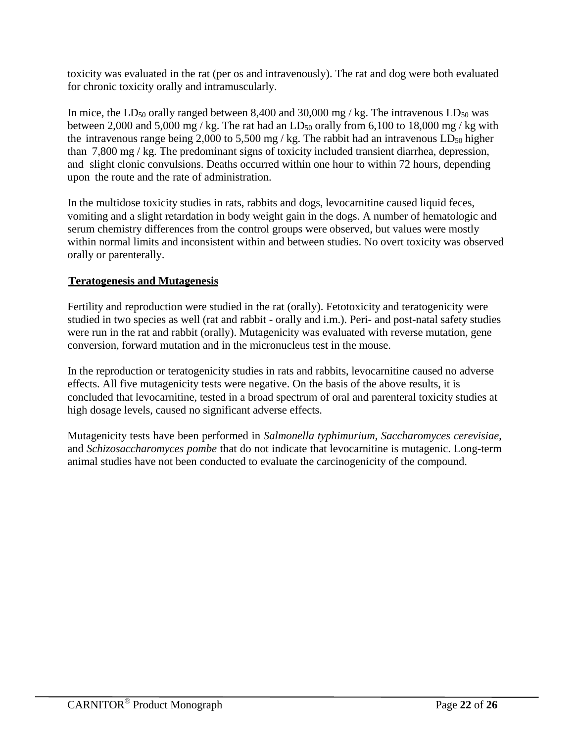toxicity was evaluated in the rat (per os and intravenously). The rat and dog were both evaluated for chronic toxicity orally and intramuscularly.

In mice, the $LD_{50}$ orally ranged between 8,400 and 30,000 mg / kg. The intravenous $LD_{50}$ was between 2,000 and 5,000 mg / kg. The rat had an $LD_{50}$ orally from 6,100 to 18,000 mg / kg with the intravenous range being 2,000 to 5,500 mg / kg. The rabbit had an intravenous $LD_{50}$ higher than 7,800 mg / kg. The predominant signs of toxicity included transient diarrhea, depression, and slight clonic convulsions. Deaths occurred within one hour to within 72 hours, depending upon the route and the rate of administration.

In the multidose toxicity studies in rats, rabbits and dogs, levocarnitine caused liquid feces, vomiting and a slight retardation in body weight gain in the dogs. A number of hematologic and serum chemistry differences from the control groups were observed, but values were mostly within normal limits and inconsistent within and between studies. No overt toxicity was observed orally or parenterally.

**Teratogenesis and Mutagenesis**

Fertility and reproduction were studied in the rat (orally). Fetotoxicity and teratogenicity were studied in two species as well (rat and rabbit - orally and i.m.). Peri- and post-natal safety studies were run in the rat and rabbit (orally). Mutagenicity was evaluated with reverse mutation, gene conversion, forward mutation and in the micronucleus test in the mouse.

In the reproduction or teratogenicity studies in rats and rabbits, levocarnitine caused no adverse effects. All five mutagenicity tests were negative. On the basis of the above results, it is concluded that levocarnitine, tested in a broad spectrum of oral and parenteral toxicity studies at high dosage levels, caused no significant adverse effects.

Mutagenicity tests have been performed in *Salmonella typhimurium, Saccharomyces cerevisiae,* and *Schizosaccharomyces pombe* that do not indicate that levocarnitine is mutagenic. Long-term animal studies have not been conducted to evaluate the carcinogenicity of the compound.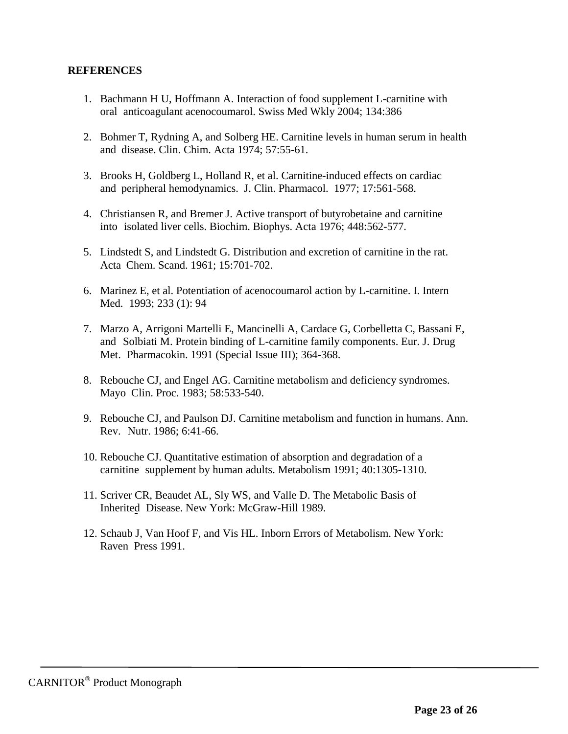**REFERENCES**

1. Bachmann H U, Hoffmann A. Interaction of food supplement L-carnitine with oral anticoagulant acenocoumarol. Swiss Med Wkly 2004; 134:386

2. Bohmer T, Rydning A, and Solberg HE. Carnitine levels in human serum in health and disease. Clin. Chim. Acta 1974; 57:55-61.

3. Brooks H, Goldberg L, Holland R, et al. Carnitine-induced effects on cardiac and peripheral hemodynamics. J. Clin. Pharmacol. 1977; 17:561-568.

4. Christiansen R, and Bremer J. Active transport of butyrobetaine and carnitine into isolated liver cells. Biochim. Biophys. Acta 1976; 448:562-577.

5. Lindstedt S, and Lindstedt G. Distribution and excretion of carnitine in the rat. Acta Chem. Scand. 1961; 15:701-702.

6. Marinez E, et al. Potentiation of acenocoumarol action by L-carnitine. I. Intern Med. 1993; 233 (1): 94

7. Marzo A, Arrigoni Martelli E, Mancinelli A, Cardace G, Corbelletta C, Bassani E, and Solbiati M. Protein binding of L-carnitine family components. Eur. J. Drug Met. Pharmacokin. 1991 (Special Issue III); 364-368.

8. Rebouche CJ, and Engel AG. Carnitine metabolism and deficiency syndromes. Mayo Clin. Proc. 1983; 58:533-540.

9. Rebouche CJ, and Paulson DJ. Carnitine metabolism and function in humans. Ann. Rev. Nutr. 1986; 6:41-66.

10. Rebouche CJ. Quantitative estimation of absorption and degradation of a carnitine supplement by human adults. Metabolism 1991; 40:1305-1310.

11. Scriver CR, Beaudet AL, Sly WS, and Valle D. The Metabolic Basis of Inherited Disease. New York: McGraw-Hill 1989.

12. Schaub J, Van Hoof F, and Vis HL. Inborn Errors of Metabolism. New York: Raven Press 1991.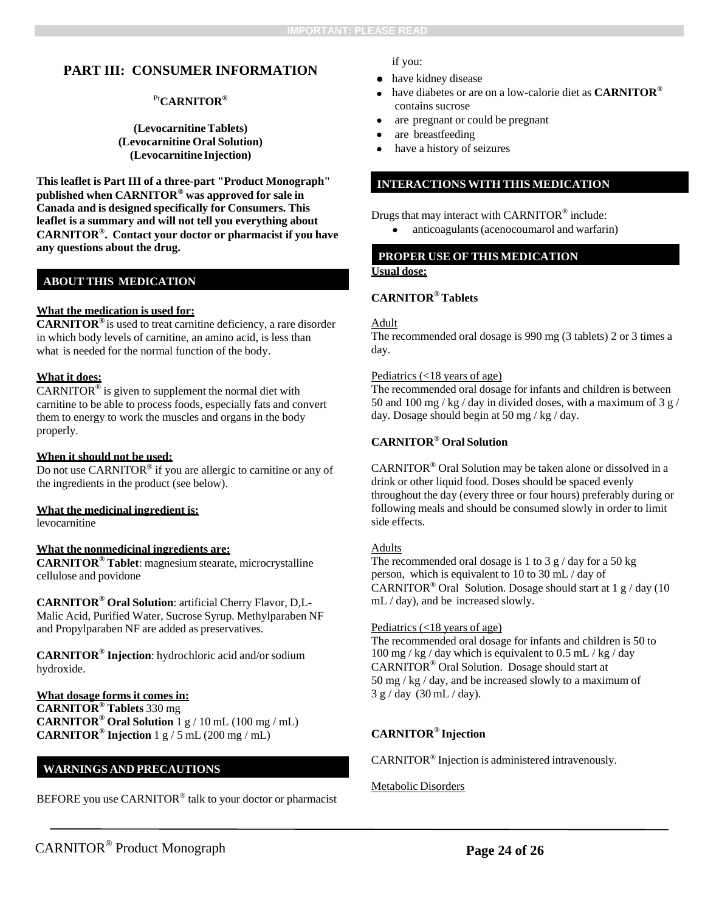## PART III: CONSUMER INFORMATION

**$^{Pr}$CARNITOR®**

**(Levocarnitine Tablets)**
**(Levocarnitine Oral Solution)**
**(Levocarnitine Injection)**

**This leaflet is Part III of a three-part "Product Monograph" published when CARNITOR® was approved for sale in Canada and is designed specifically for Consumers. This leaflet is a summary and will not tell you everything about CARNITOR®. Contact your doctor or pharmacist if you have any questions about the drug.**

### ABOUT THIS MEDICATION

**What the medication is used for:**
**CARNITOR®** is used to treat carnitine deficiency, a rare disorder in which body levels of carnitine, an amino acid, is less than what is needed for the normal function of the body.

**What it does:**
CARNITOR® is given to supplement the normal diet with carnitine to be able to process foods, especially fats and convert them to energy to work the muscles and organs in the body properly.

**When it should not be used:**
Do not use CARNITOR® if you are allergic to carnitine or any of the ingredients in the product (see below).

**What the medicinal ingredient is:**
levocarnitine

**What the nonmedicinal ingredients are:**
**CARNITOR® Tablet**: magnesium stearate, microcrystalline cellulose and povidone

**CARNITOR® Oral Solution**: artificial Cherry Flavor, D,L-Malic Acid, Purified Water, Sucrose Syrup. Methylparaben NF and Propylparaben NF are added as preservatives.

**CARNITOR® Injection**: hydrochloric acid and/or sodium hydroxide.

**What dosage forms it comes in:**
**CARNITOR® Tablets** 330 mg
**CARNITOR® Oral Solution** 1 g / 10 mL (100 mg / mL)
**CARNITOR® Injection** 1 g / 5 mL (200 mg / mL)

### WARNINGS AND PRECAUTIONS

BEFORE you use CARNITOR® talk to your doctor or pharmacist if you:

- have kidney disease
- have diabetes or are on a low-calorie diet as **CARNITOR®** contains sucrose
- are pregnant or could be pregnant
- are breastfeeding
- have a history of seizures

### INTERACTIONS WITH THIS MEDICATION

Drugs that may interact with CARNITOR® include:

- anticoagulants (acenocoumarol and warfarin)

### PROPER USE OF THIS MEDICATION

**Usual dose:**

**CARNITOR® Tablets**

Adult
The recommended oral dosage is 990 mg (3 tablets) 2 or 3 times a day.

Pediatrics (<18 years of age)
The recommended oral dosage for infants and children is between 50 and 100 mg / kg / day in divided doses, with a maximum of 3 g / day. Dosage should begin at 50 mg / kg / day.

**CARNITOR® Oral Solution**

CARNITOR® Oral Solution may be taken alone or dissolved in a drink or other liquid food. Doses should be spaced evenly throughout the day (every three or four hours) preferably during or following meals and should be consumed slowly in order to limit side effects.

Adults
The recommended oral dosage is 1 to 3 g / day for a 50 kg person, which is equivalent to 10 to 30 mL / day of CARNITOR® Oral Solution. Dosage should start at 1 g / day (10 mL / day), and be increased slowly.

Pediatrics (<18 years of age)
The recommended oral dosage for infants and children is 50 to 100 mg / kg / day which is equivalent to 0.5 mL / kg / day CARNITOR® Oral Solution. Dosage should start at 50 mg / kg / day, and be increased slowly to a maximum of 3 g / day (30 mL / day).

**CARNITOR® Injection**

CARNITOR® Injection is administered intravenously.

Metabolic Disorders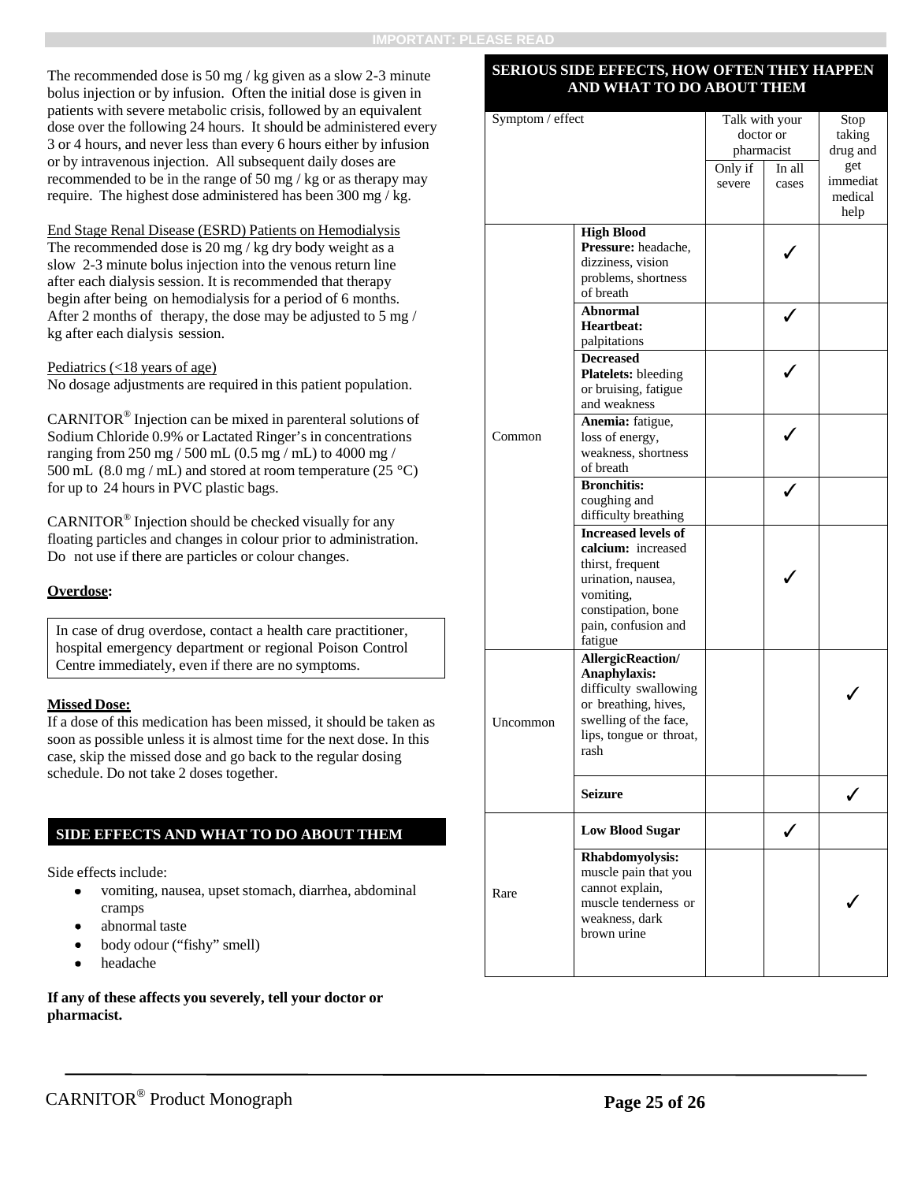The recommended dose is 50 mg / kg given as a slow 2-3 minute bolus injection or by infusion. Often the initial dose is given in patients with severe metabolic crisis, followed by an equivalent dose over the following 24 hours. It should be administered every 3 or 4 hours, and never less than every 6 hours either by infusion or by intravenous injection. All subsequent daily doses are recommended to be in the range of 50 mg / kg or as therapy may require. The highest dose administered has been 300 mg / kg.

End Stage Renal Disease (ESRD) Patients on Hemodialysis
The recommended dose is 20 mg / kg dry body weight as a slow 2-3 minute bolus injection into the venous return line after each dialysis session. It is recommended that therapy begin after being on hemodialysis for a period of 6 months. After 2 months of therapy, the dose may be adjusted to 5 mg / kg after each dialysis session.

Pediatrics (<18 years of age)
No dosage adjustments are required in this patient population.

CARNITOR® Injection can be mixed in parenteral solutions of Sodium Chloride 0.9% or Lactated Ringer's in concentrations ranging from 250 mg / 500 mL (0.5 mg / mL) to 4000 mg / 500 mL (8.0 mg / mL) and stored at room temperature (25 °C) for up to 24 hours in PVC plastic bags.

CARNITOR® Injection should be checked visually for any floating particles and changes in colour prior to administration. Do not use if there are particles or colour changes.

**Overdose:**

In case of drug overdose, contact a health care practitioner, hospital emergency department or regional Poison Control Centre immediately, even if there are no symptoms.

**Missed Dose:**
If a dose of this medication has been missed, it should be taken as soon as possible unless it is almost time for the next dose. In this case, skip the missed dose and go back to the regular dosing schedule. Do not take 2 doses together.

## SIDE EFFECTS AND WHAT TO DO ABOUT THEM

Side effects include:

- vomiting, nausea, upset stomach, diarrhea, abdominal cramps
- abnormal taste
- body odour ("fishy" smell)
- headache

**If any of these affects you severely, tell your doctor or pharmacist.**

## SERIOUS SIDE EFFECTS, HOW OFTEN THEY HAPPEN AND WHAT TO DO ABOUT THEM

| Symptom / effect | | Talk with your doctor or pharmacist | | Stop taking drug and get immediat medical help |
|---|---|---|---|---|
| | | Only if severe | In all cases | |
| Common | **High Blood Pressure:** headache, dizziness, vision problems, shortness of breath | | ✓ | |
| | **Abnormal Heartbeat:** palpitations | | ✓ | |
| | **Decreased Platelets:** bleeding or bruising, fatigue and weakness | | ✓ | |
| | **Anemia:** fatigue, loss of energy, weakness, shortness of breath | | ✓ | |
| | **Bronchitis:** coughing and difficulty breathing | | ✓ | |
| | **Increased levels of calcium:** increased thirst, frequent urination, nausea, vomiting, constipation, bone pain, confusion and fatigue | | ✓ | |
| Uncommon | **AllergicReaction/ Anaphylaxis:** difficulty swallowing or breathing, hives, swelling of the face, lips, tongue or throat, rash | | | ✓ |
| | **Seizure** | | | ✓ |
| Rare | **Low Blood Sugar** | | ✓ | |
| | **Rhabdomyolysis:** muscle pain that you cannot explain, muscle tenderness or weakness, dark brown urine | | | ✓ |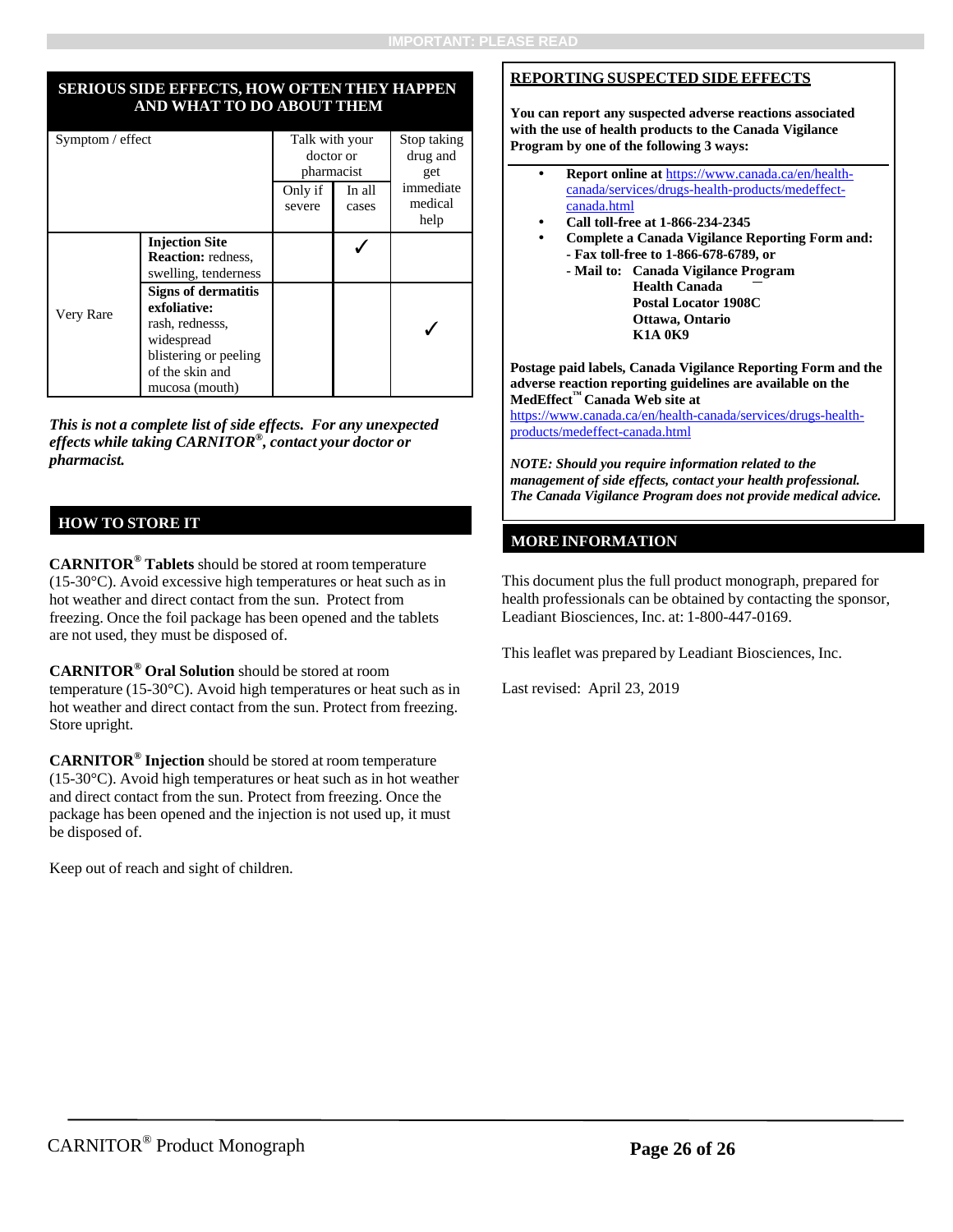## SERIOUS SIDE EFFECTS, HOW OFTEN THEY HAPPEN AND WHAT TO DO ABOUT THEM

| Symptom / effect | | Talk with your doctor or pharmacist | | Stop taking drug and get immediate medical help |
|---|---|---|---|---|
| | | Only if severe | In all cases | |
| Very Rare | **Injection Site Reaction:** redness, swelling, tenderness | | ✓ | |
| | **Signs of dermatitis exfoliative:** rash, rednesss, widespread blistering or peeling of the skin and mucosa (mouth) | | | ✓ |

***This is not a complete list of side effects. For any unexpected effects while taking CARNITOR®, contact your doctor or pharmacist.***

## HOW TO STORE IT

**CARNITOR® Tablets** should be stored at room temperature (15-30°C). Avoid excessive high temperatures or heat such as in hot weather and direct contact from the sun. Protect from freezing. Once the foil package has been opened and the tablets are not used, they must be disposed of.

**CARNITOR® Oral Solution** should be stored at room temperature (15-30°C). Avoid high temperatures or heat such as in hot weather and direct contact from the sun. Protect from freezing. Store upright.

**CARNITOR® Injection** should be stored at room temperature (15-30°C). Avoid high temperatures or heat such as in hot weather and direct contact from the sun. Protect from freezing. Once the package has been opened and the injection is not used up, it must be disposed of.

Keep out of reach and sight of children.

## REPORTING SUSPECTED SIDE EFFECTS

**You can report any suspected adverse reactions associated with the use of health products to the Canada Vigilance Program by one of the following 3 ways:**

- **Report online at** https://www.canada.ca/en/health-canada/services/drugs-health-products/medeffect-canada.html
- **Call toll-free at 1-866-234-2345**
- **Complete a Canada Vigilance Reporting Form and:**
  - **Fax toll-free to 1-866-678-6789, or**
  - **Mail to: Canada Vigilance Program**
    **Health Canada**
    **Postal Locator 1908C**
    **Ottawa, Ontario**
    **K1A 0K9**

**Postage paid labels, Canada Vigilance Reporting Form and the adverse reaction reporting guidelines are available on the MedEffect™ Canada Web site at** https://www.canada.ca/en/health-canada/services/drugs-health-products/medeffect-canada.html

***NOTE: Should you require information related to the management of side effects, contact your health professional. The Canada Vigilance Program does not provide medical advice.***

## MORE INFORMATION

This document plus the full product monograph, prepared for health professionals can be obtained by contacting the sponsor, Leadiant Biosciences, Inc. at: 1-800-447-0169.

This leaflet was prepared by Leadiant Biosciences, Inc.

Last revised: April 23, 2019